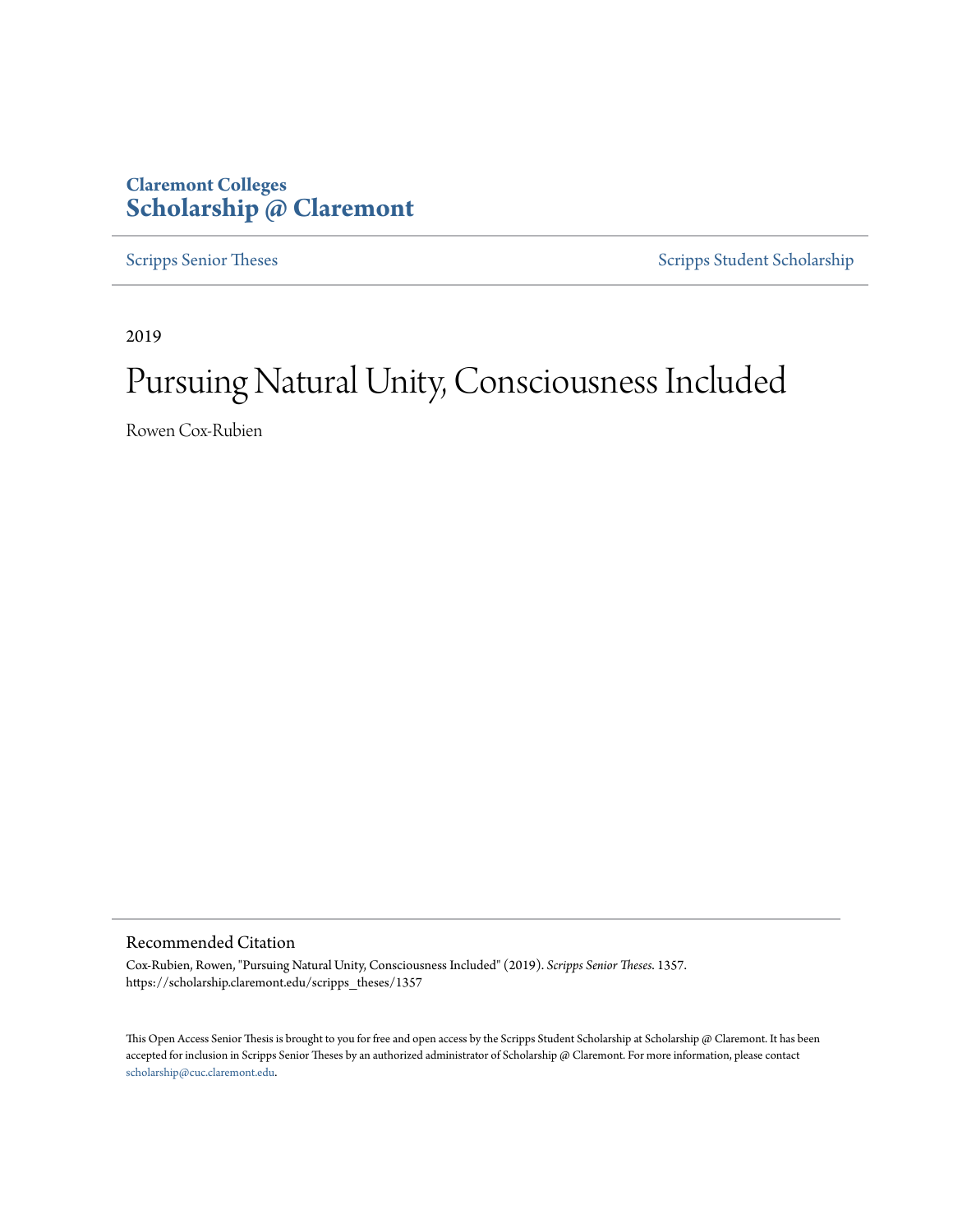Claremont Colleges
**Scholarship @ Claremont**

Scripps Senior Theses | Scripps Student Scholarship

2019

# Pursuing Natural Unity, Consciousness Included

Rowen Cox-Rubien

## Recommended Citation

Cox-Rubien, Rowen, "Pursuing Natural Unity, Consciousness Included" (2019). *Scripps Senior Theses*. 1357.
https://scholarship.claremont.edu/scripps_theses/1357

This Open Access Senior Thesis is brought to you for free and open access by the Scripps Student Scholarship at Scholarship @ Claremont. It has been accepted for inclusion in Scripps Senior Theses by an authorized administrator of Scholarship @ Claremont. For more information, please contact scholarship@cuc.claremont.edu.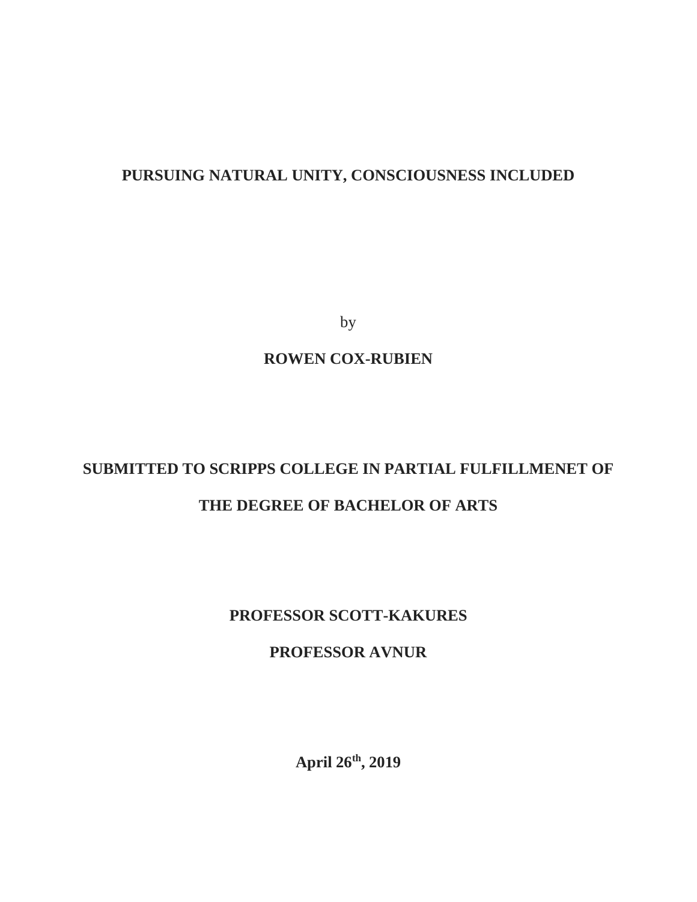# PURSUING NATURAL UNITY, CONSCIOUSNESS INCLUDED

by

**ROWEN COX-RUBIEN**

**SUBMITTED TO SCRIPPS COLLEGE IN PARTIAL FULFILLMENET OF THE DEGREE OF BACHELOR OF ARTS**

**PROFESSOR SCOTT-KAKURES**

**PROFESSOR AVNUR**

**April 26th, 2019**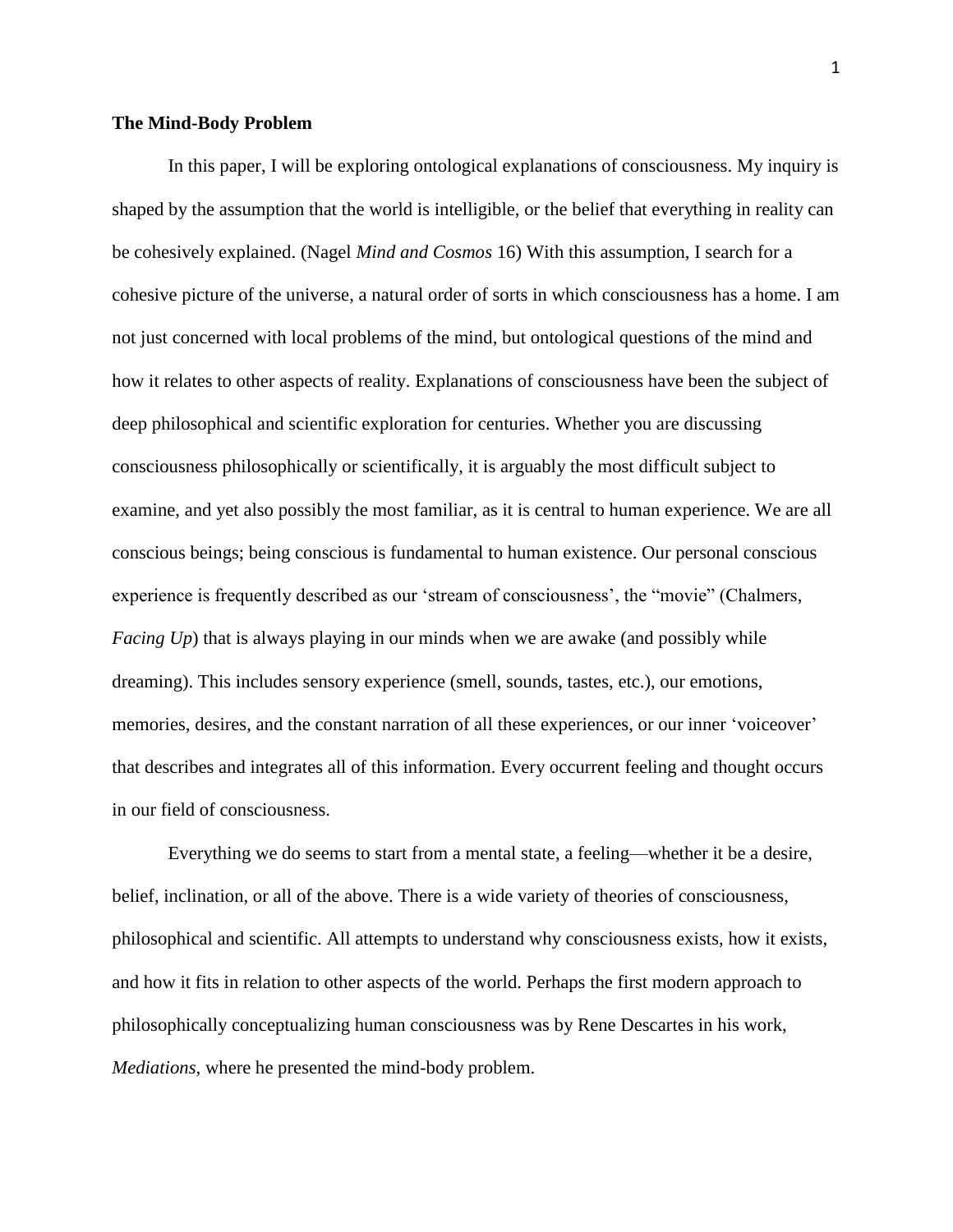**The Mind-Body Problem**

In this paper, I will be exploring ontological explanations of consciousness. My inquiry is shaped by the assumption that the world is intelligible, or the belief that everything in reality can be cohesively explained. (Nagel *Mind and Cosmos* 16) With this assumption, I search for a cohesive picture of the universe, a natural order of sorts in which consciousness has a home. I am not just concerned with local problems of the mind, but ontological questions of the mind and how it relates to other aspects of reality. Explanations of consciousness have been the subject of deep philosophical and scientific exploration for centuries. Whether you are discussing consciousness philosophically or scientifically, it is arguably the most difficult subject to examine, and yet also possibly the most familiar, as it is central to human experience. We are all conscious beings; being conscious is fundamental to human existence. Our personal conscious experience is frequently described as our 'stream of consciousness', the "movie" (Chalmers, *Facing Up*) that is always playing in our minds when we are awake (and possibly while dreaming). This includes sensory experience (smell, sounds, tastes, etc.), our emotions, memories, desires, and the constant narration of all these experiences, or our inner 'voiceover' that describes and integrates all of this information. Every occurrent feeling and thought occurs in our field of consciousness.

Everything we do seems to start from a mental state, a feeling—whether it be a desire, belief, inclination, or all of the above. There is a wide variety of theories of consciousness, philosophical and scientific. All attempts to understand why consciousness exists, how it exists, and how it fits in relation to other aspects of the world. Perhaps the first modern approach to philosophically conceptualizing human consciousness was by Rene Descartes in his work, *Mediations,* where he presented the mind-body problem.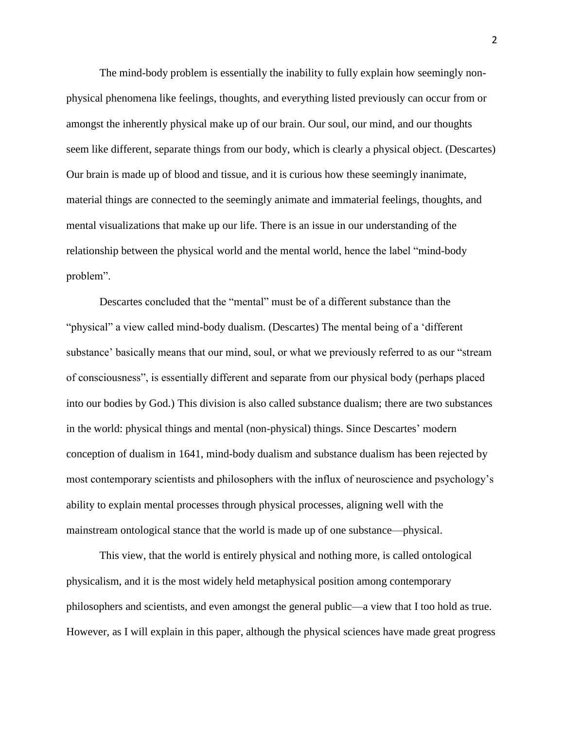The mind-body problem is essentially the inability to fully explain how seemingly non-physical phenomena like feelings, thoughts, and everything listed previously can occur from or amongst the inherently physical make up of our brain. Our soul, our mind, and our thoughts seem like different, separate things from our body, which is clearly a physical object. (Descartes) Our brain is made up of blood and tissue, and it is curious how these seemingly inanimate, material things are connected to the seemingly animate and immaterial feelings, thoughts, and mental visualizations that make up our life. There is an issue in our understanding of the relationship between the physical world and the mental world, hence the label "mind-body problem".

Descartes concluded that the "mental" must be of a different substance than the "physical" a view called mind-body dualism. (Descartes) The mental being of a 'different substance' basically means that our mind, soul, or what we previously referred to as our "stream of consciousness", is essentially different and separate from our physical body (perhaps placed into our bodies by God.) This division is also called substance dualism; there are two substances in the world: physical things and mental (non-physical) things. Since Descartes' modern conception of dualism in 1641, mind-body dualism and substance dualism has been rejected by most contemporary scientists and philosophers with the influx of neuroscience and psychology's ability to explain mental processes through physical processes, aligning well with the mainstream ontological stance that the world is made up of one substance—physical.

This view, that the world is entirely physical and nothing more, is called ontological physicalism, and it is the most widely held metaphysical position among contemporary philosophers and scientists, and even amongst the general public—a view that I too hold as true. However, as I will explain in this paper, although the physical sciences have made great progress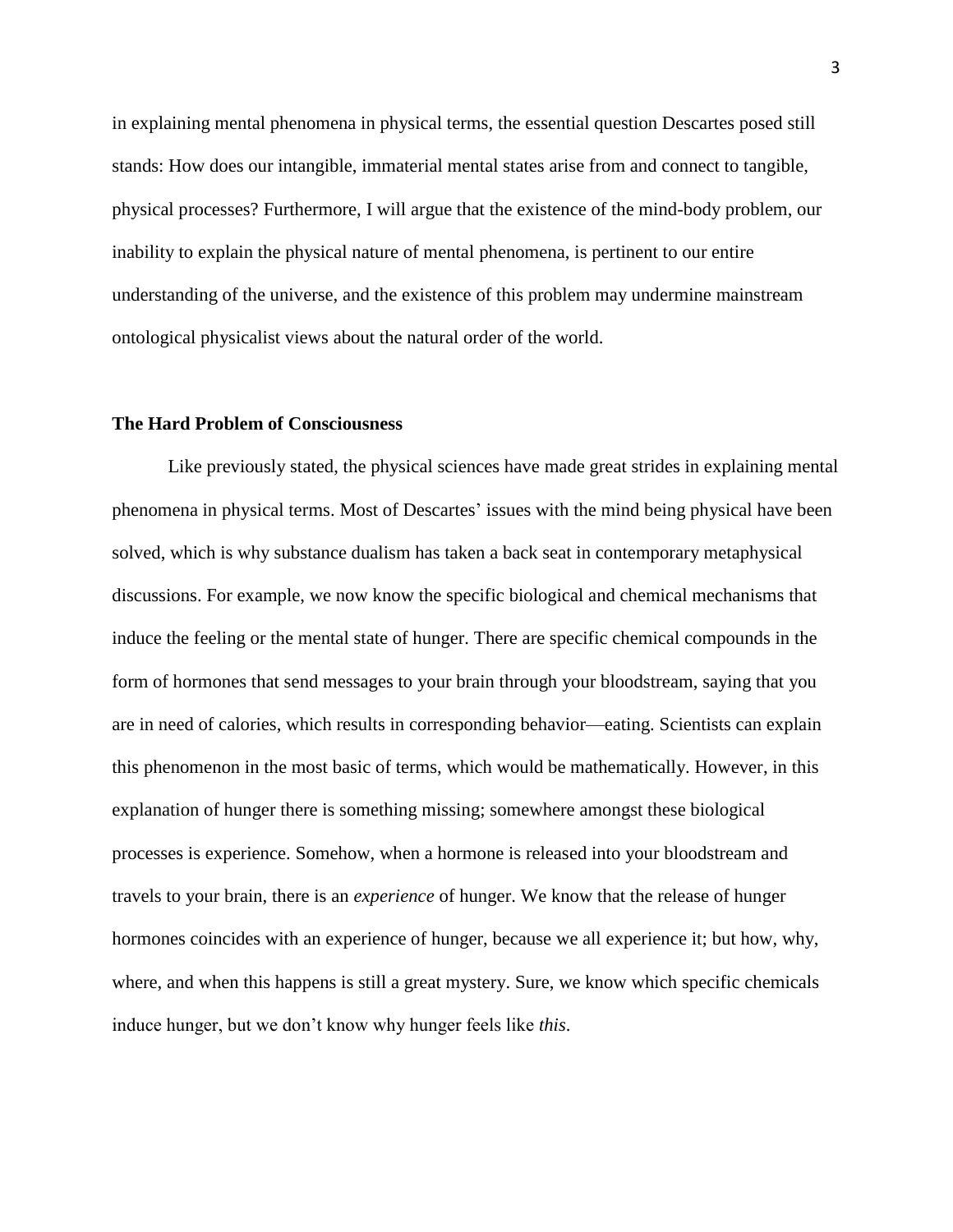in explaining mental phenomena in physical terms, the essential question Descartes posed still stands: How does our intangible, immaterial mental states arise from and connect to tangible, physical processes? Furthermore, I will argue that the existence of the mind-body problem, our inability to explain the physical nature of mental phenomena, is pertinent to our entire understanding of the universe, and the existence of this problem may undermine mainstream ontological physicalist views about the natural order of the world.

### The Hard Problem of Consciousness

Like previously stated, the physical sciences have made great strides in explaining mental phenomena in physical terms. Most of Descartes' issues with the mind being physical have been solved, which is why substance dualism has taken a back seat in contemporary metaphysical discussions. For example, we now know the specific biological and chemical mechanisms that induce the feeling or the mental state of hunger. There are specific chemical compounds in the form of hormones that send messages to your brain through your bloodstream, saying that you are in need of calories, which results in corresponding behavior—eating. Scientists can explain this phenomenon in the most basic of terms, which would be mathematically. However, in this explanation of hunger there is something missing; somewhere amongst these biological processes is experience. Somehow, when a hormone is released into your bloodstream and travels to your brain, there is an *experience* of hunger. We know that the release of hunger hormones coincides with an experience of hunger, because we all experience it; but how, why, where, and when this happens is still a great mystery. Sure, we know which specific chemicals induce hunger, but we don't know why hunger feels like *this*.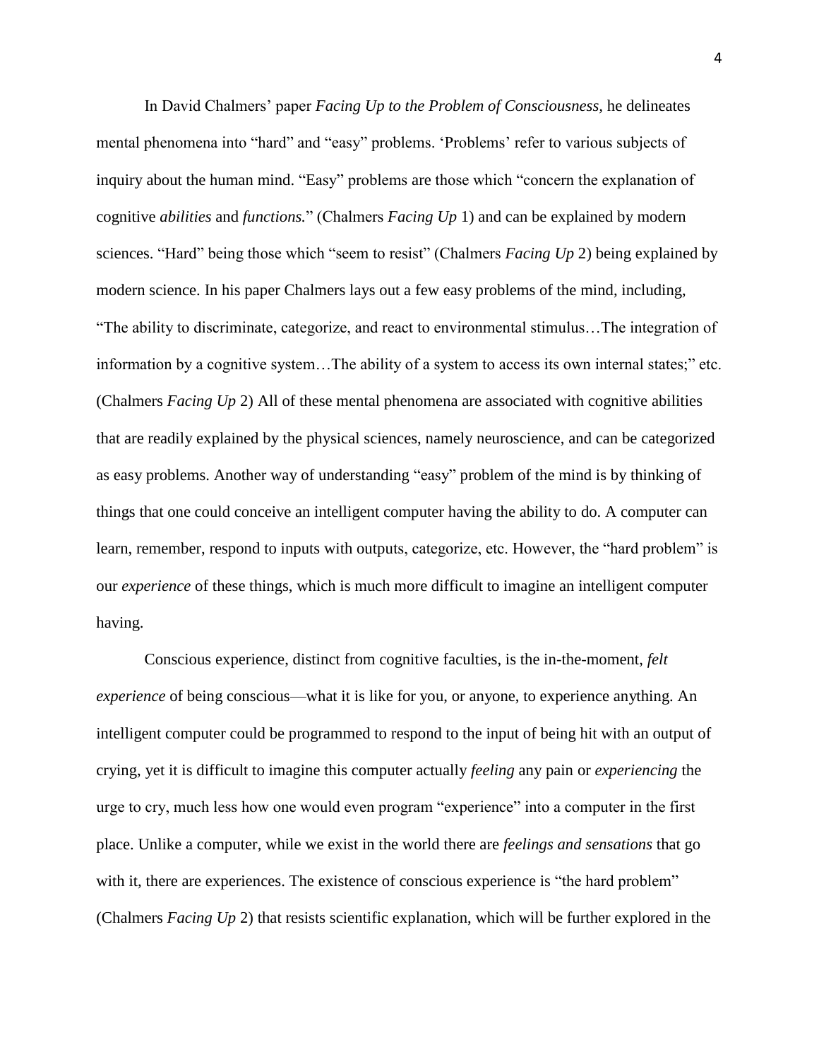In David Chalmers' paper *Facing Up to the Problem of Consciousness*, he delineates mental phenomena into "hard" and "easy" problems. 'Problems' refer to various subjects of inquiry about the human mind. "Easy" problems are those which "concern the explanation of cognitive *abilities* and *functions.*" (Chalmers *Facing Up* 1) and can be explained by modern sciences. "Hard" being those which "seem to resist" (Chalmers *Facing Up* 2) being explained by modern science. In his paper Chalmers lays out a few easy problems of the mind, including, "The ability to discriminate, categorize, and react to environmental stimulus…The integration of information by a cognitive system…The ability of a system to access its own internal states;" etc. (Chalmers *Facing Up* 2) All of these mental phenomena are associated with cognitive abilities that are readily explained by the physical sciences, namely neuroscience, and can be categorized as easy problems. Another way of understanding "easy" problem of the mind is by thinking of things that one could conceive an intelligent computer having the ability to do. A computer can learn, remember, respond to inputs with outputs, categorize, etc. However, the "hard problem" is our *experience* of these things, which is much more difficult to imagine an intelligent computer having.

Conscious experience, distinct from cognitive faculties, is the in-the-moment, *felt experience* of being conscious—what it is like for you, or anyone, to experience anything. An intelligent computer could be programmed to respond to the input of being hit with an output of crying, yet it is difficult to imagine this computer actually *feeling* any pain or *experiencing* the urge to cry, much less how one would even program "experience" into a computer in the first place. Unlike a computer, while we exist in the world there are *feelings and sensations* that go with it, there are experiences. The existence of conscious experience is "the hard problem" (Chalmers *Facing Up* 2) that resists scientific explanation, which will be further explored in the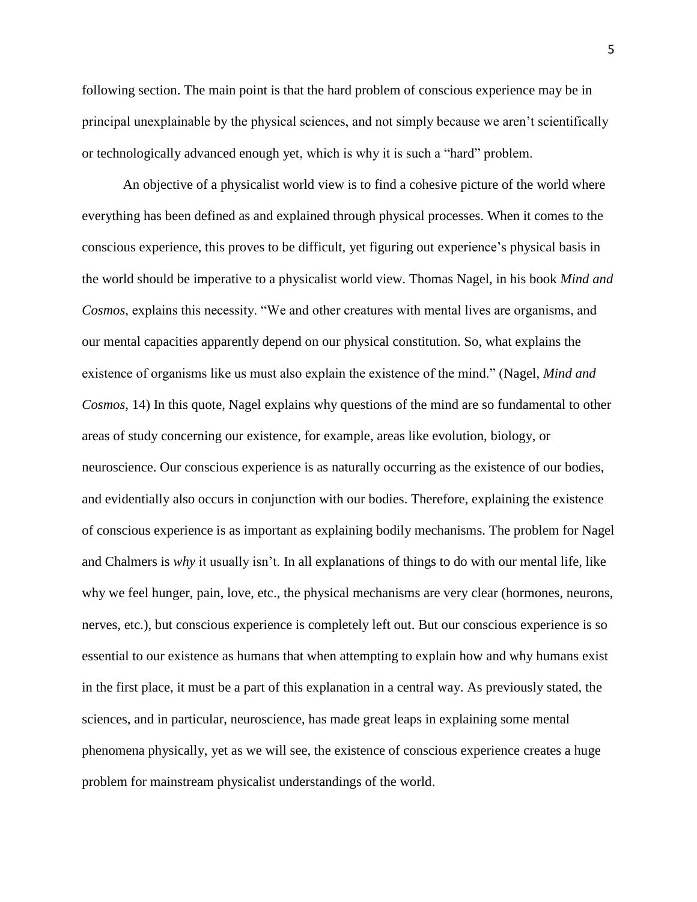following section. The main point is that the hard problem of conscious experience may be in principal unexplainable by the physical sciences, and not simply because we aren't scientifically or technologically advanced enough yet, which is why it is such a "hard" problem.

An objective of a physicalist world view is to find a cohesive picture of the world where everything has been defined as and explained through physical processes. When it comes to the conscious experience, this proves to be difficult, yet figuring out experience's physical basis in the world should be imperative to a physicalist world view. Thomas Nagel, in his book *Mind and Cosmos,* explains this necessity. "We and other creatures with mental lives are organisms, and our mental capacities apparently depend on our physical constitution. So, what explains the existence of organisms like us must also explain the existence of the mind." (Nagel, *Mind and Cosmos*, 14) In this quote, Nagel explains why questions of the mind are so fundamental to other areas of study concerning our existence, for example, areas like evolution, biology, or neuroscience. Our conscious experience is as naturally occurring as the existence of our bodies, and evidentially also occurs in conjunction with our bodies. Therefore, explaining the existence of conscious experience is as important as explaining bodily mechanisms. The problem for Nagel and Chalmers is *why* it usually isn't. In all explanations of things to do with our mental life, like why we feel hunger, pain, love, etc., the physical mechanisms are very clear (hormones, neurons, nerves, etc.), but conscious experience is completely left out. But our conscious experience is so essential to our existence as humans that when attempting to explain how and why humans exist in the first place, it must be a part of this explanation in a central way. As previously stated, the sciences, and in particular, neuroscience, has made great leaps in explaining some mental phenomena physically, yet as we will see, the existence of conscious experience creates a huge problem for mainstream physicalist understandings of the world.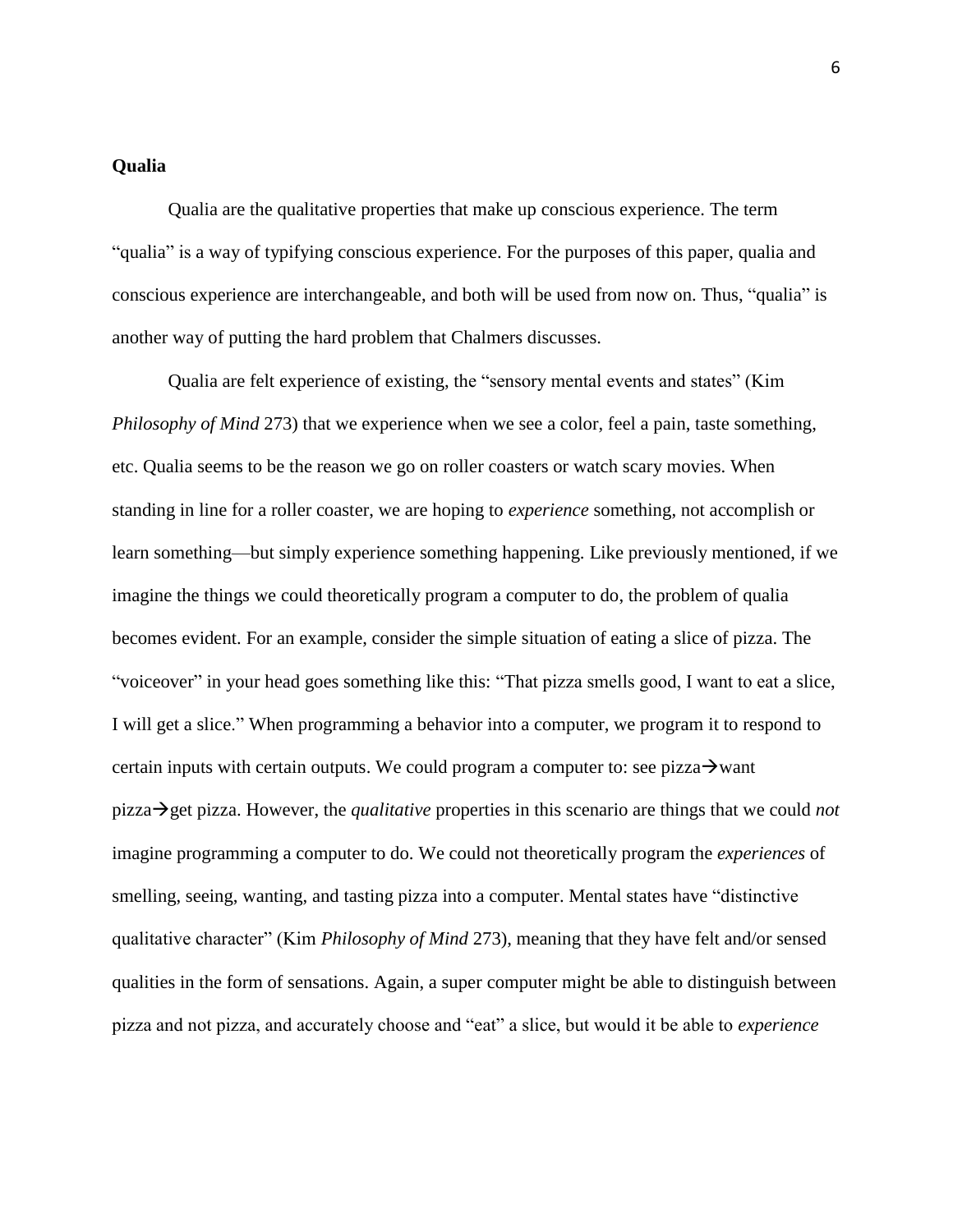**Qualia**

Qualia are the qualitative properties that make up conscious experience. The term "qualia" is a way of typifying conscious experience. For the purposes of this paper, qualia and conscious experience are interchangeable, and both will be used from now on. Thus, "qualia" is another way of putting the hard problem that Chalmers discusses.

Qualia are felt experience of existing, the "sensory mental events and states" (Kim *Philosophy of Mind* 273) that we experience when we see a color, feel a pain, taste something, etc. Qualia seems to be the reason we go on roller coasters or watch scary movies. When standing in line for a roller coaster, we are hoping to *experience* something, not accomplish or learn something—but simply experience something happening. Like previously mentioned, if we imagine the things we could theoretically program a computer to do, the problem of qualia becomes evident. For an example, consider the simple situation of eating a slice of pizza. The "voiceover" in your head goes something like this: "That pizza smells good, I want to eat a slice, I will get a slice." When programming a behavior into a computer, we program it to respond to certain inputs with certain outputs. We could program a computer to: see pizza→want pizza→get pizza. However, the *qualitative* properties in this scenario are things that we could *not* imagine programming a computer to do. We could not theoretically program the *experiences* of smelling, seeing, wanting, and tasting pizza into a computer. Mental states have "distinctive qualitative character" (Kim *Philosophy of Mind* 273), meaning that they have felt and/or sensed qualities in the form of sensations. Again, a super computer might be able to distinguish between pizza and not pizza, and accurately choose and "eat" a slice, but would it be able to *experience*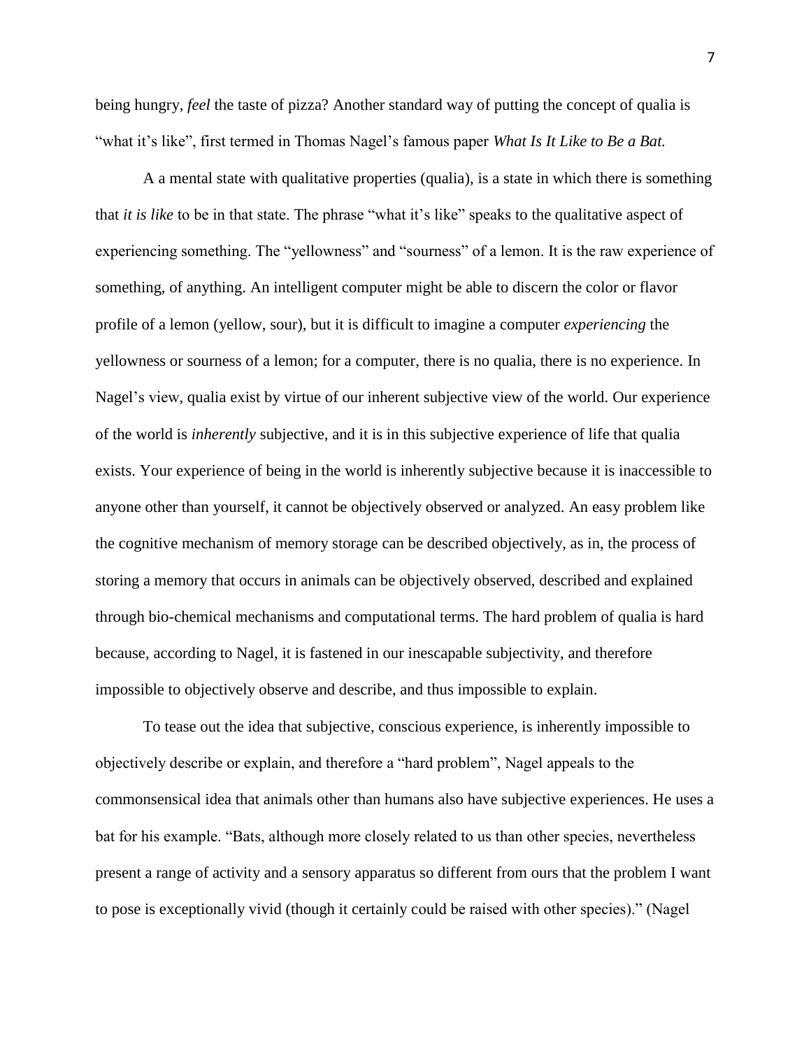being hungry, *feel* the taste of pizza? Another standard way of putting the concept of qualia is "what it's like", first termed in Thomas Nagel's famous paper *What Is It Like to Be a Bat.*

A a mental state with qualitative properties (qualia), is a state in which there is something that *it is like* to be in that state. The phrase "what it's like" speaks to the qualitative aspect of experiencing something. The "yellowness" and "sourness" of a lemon. It is the raw experience of something, of anything. An intelligent computer might be able to discern the color or flavor profile of a lemon (yellow, sour), but it is difficult to imagine a computer *experiencing* the yellowness or sourness of a lemon; for a computer, there is no qualia, there is no experience. In Nagel's view, qualia exist by virtue of our inherent subjective view of the world. Our experience of the world is *inherently* subjective, and it is in this subjective experience of life that qualia exists. Your experience of being in the world is inherently subjective because it is inaccessible to anyone other than yourself, it cannot be objectively observed or analyzed. An easy problem like the cognitive mechanism of memory storage can be described objectively, as in, the process of storing a memory that occurs in animals can be objectively observed, described and explained through bio-chemical mechanisms and computational terms. The hard problem of qualia is hard because, according to Nagel, it is fastened in our inescapable subjectivity, and therefore impossible to objectively observe and describe, and thus impossible to explain.

To tease out the idea that subjective, conscious experience, is inherently impossible to objectively describe or explain, and therefore a "hard problem", Nagel appeals to the commonsensical idea that animals other than humans also have subjective experiences. He uses a bat for his example. "Bats, although more closely related to us than other species, nevertheless present a range of activity and a sensory apparatus so different from ours that the problem I want to pose is exceptionally vivid (though it certainly could be raised with other species)." (Nagel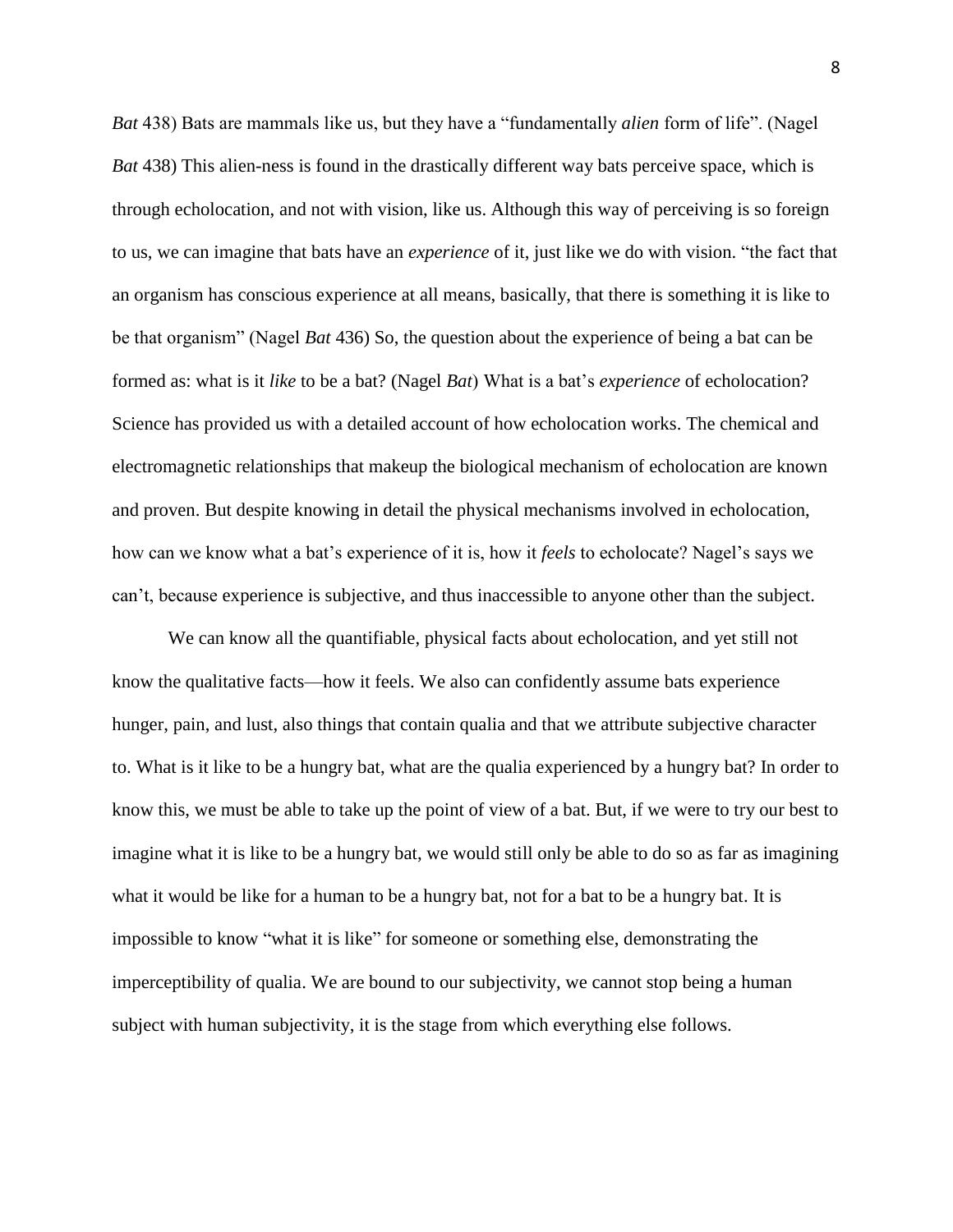*Bat* 438) Bats are mammals like us, but they have a "fundamentally *alien* form of life". (Nagel *Bat* 438) This alien-ness is found in the drastically different way bats perceive space, which is through echolocation, and not with vision, like us. Although this way of perceiving is so foreign to us, we can imagine that bats have an *experience* of it, just like we do with vision. "the fact that an organism has conscious experience at all means, basically, that there is something it is like to be that organism" (Nagel *Bat* 436) So, the question about the experience of being a bat can be formed as: what is it *like* to be a bat? (Nagel *Bat*) What is a bat's *experience* of echolocation? Science has provided us with a detailed account of how echolocation works. The chemical and electromagnetic relationships that makeup the biological mechanism of echolocation are known and proven. But despite knowing in detail the physical mechanisms involved in echolocation, how can we know what a bat's experience of it is, how it *feels* to echolocate? Nagel's says we can't, because experience is subjective, and thus inaccessible to anyone other than the subject.

We can know all the quantifiable, physical facts about echolocation, and yet still not know the qualitative facts—how it feels. We also can confidently assume bats experience hunger, pain, and lust, also things that contain qualia and that we attribute subjective character to. What is it like to be a hungry bat, what are the qualia experienced by a hungry bat? In order to know this, we must be able to take up the point of view of a bat. But, if we were to try our best to imagine what it is like to be a hungry bat, we would still only be able to do so as far as imagining what it would be like for a human to be a hungry bat, not for a bat to be a hungry bat. It is impossible to know "what it is like" for someone or something else, demonstrating the imperceptibility of qualia. We are bound to our subjectivity, we cannot stop being a human subject with human subjectivity, it is the stage from which everything else follows.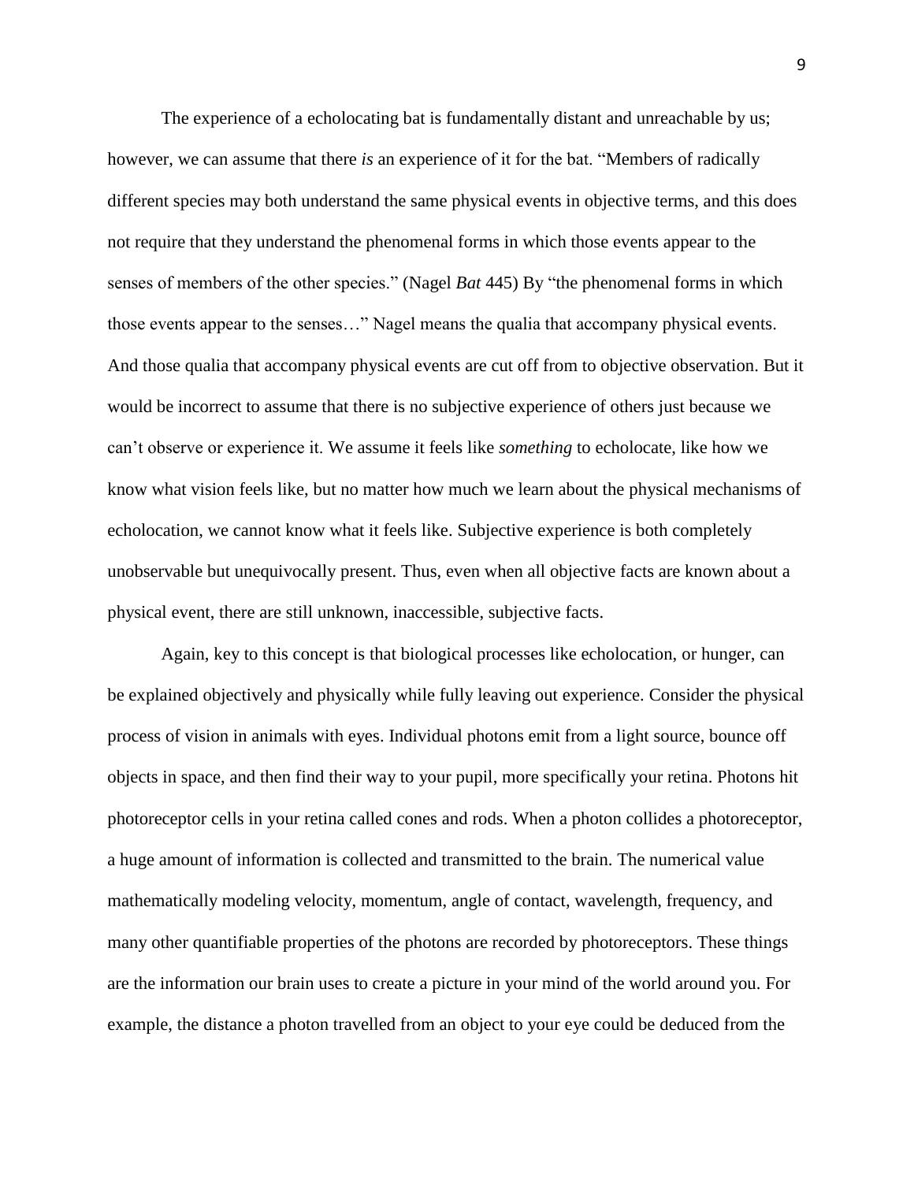The experience of a echolocating bat is fundamentally distant and unreachable by us; however, we can assume that there *is* an experience of it for the bat. "Members of radically different species may both understand the same physical events in objective terms, and this does not require that they understand the phenomenal forms in which those events appear to the senses of members of the other species." (Nagel *Bat* 445) By "the phenomenal forms in which those events appear to the senses…" Nagel means the qualia that accompany physical events. And those qualia that accompany physical events are cut off from to objective observation. But it would be incorrect to assume that there is no subjective experience of others just because we can't observe or experience it. We assume it feels like *something* to echolocate, like how we know what vision feels like, but no matter how much we learn about the physical mechanisms of echolocation, we cannot know what it feels like. Subjective experience is both completely unobservable but unequivocally present. Thus, even when all objective facts are known about a physical event, there are still unknown, inaccessible, subjective facts.

Again, key to this concept is that biological processes like echolocation, or hunger, can be explained objectively and physically while fully leaving out experience. Consider the physical process of vision in animals with eyes. Individual photons emit from a light source, bounce off objects in space, and then find their way to your pupil, more specifically your retina. Photons hit photoreceptor cells in your retina called cones and rods. When a photon collides a photoreceptor, a huge amount of information is collected and transmitted to the brain. The numerical value mathematically modeling velocity, momentum, angle of contact, wavelength, frequency, and many other quantifiable properties of the photons are recorded by photoreceptors. These things are the information our brain uses to create a picture in your mind of the world around you. For example, the distance a photon travelled from an object to your eye could be deduced from the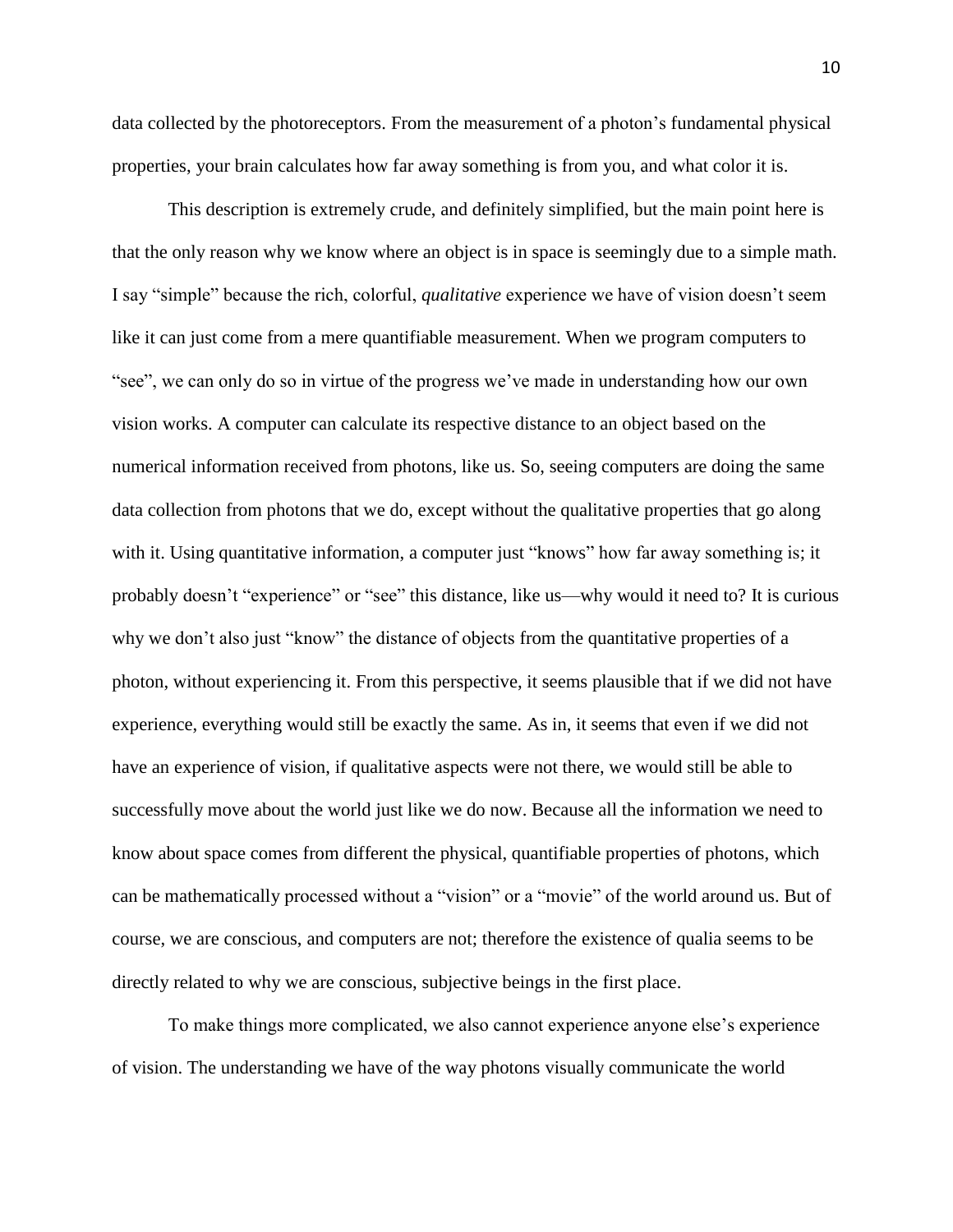data collected by the photoreceptors. From the measurement of a photon's fundamental physical properties, your brain calculates how far away something is from you, and what color it is.

This description is extremely crude, and definitely simplified, but the main point here is that the only reason why we know where an object is in space is seemingly due to a simple math. I say "simple" because the rich, colorful, *qualitative* experience we have of vision doesn't seem like it can just come from a mere quantifiable measurement. When we program computers to "see", we can only do so in virtue of the progress we've made in understanding how our own vision works. A computer can calculate its respective distance to an object based on the numerical information received from photons, like us. So, seeing computers are doing the same data collection from photons that we do, except without the qualitative properties that go along with it. Using quantitative information, a computer just "knows" how far away something is; it probably doesn't "experience" or "see" this distance, like us—why would it need to? It is curious why we don't also just "know" the distance of objects from the quantitative properties of a photon, without experiencing it. From this perspective, it seems plausible that if we did not have experience, everything would still be exactly the same. As in, it seems that even if we did not have an experience of vision, if qualitative aspects were not there, we would still be able to successfully move about the world just like we do now. Because all the information we need to know about space comes from different the physical, quantifiable properties of photons, which can be mathematically processed without a "vision" or a "movie" of the world around us. But of course, we are conscious, and computers are not; therefore the existence of qualia seems to be directly related to why we are conscious, subjective beings in the first place.

To make things more complicated, we also cannot experience anyone else's experience of vision. The understanding we have of the way photons visually communicate the world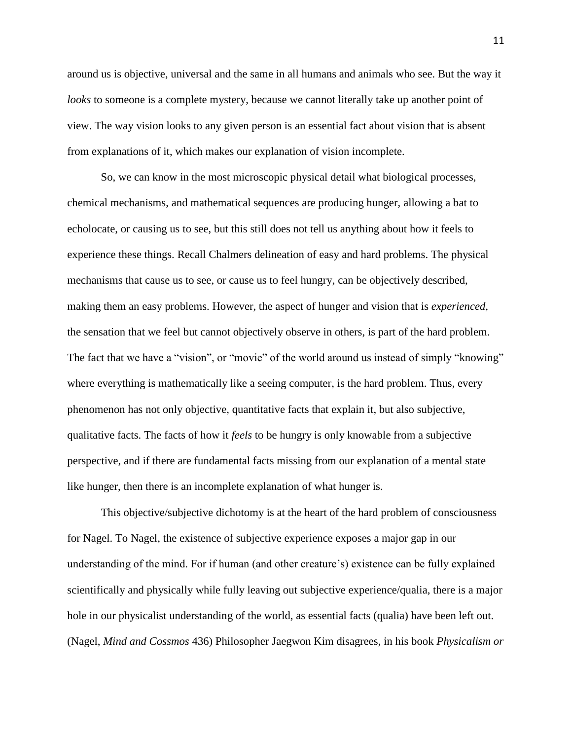around us is objective, universal and the same in all humans and animals who see. But the way it *looks* to someone is a complete mystery, because we cannot literally take up another point of view. The way vision looks to any given person is an essential fact about vision that is absent from explanations of it, which makes our explanation of vision incomplete.

So, we can know in the most microscopic physical detail what biological processes, chemical mechanisms, and mathematical sequences are producing hunger, allowing a bat to echolocate, or causing us to see, but this still does not tell us anything about how it feels to experience these things. Recall Chalmers delineation of easy and hard problems. The physical mechanisms that cause us to see, or cause us to feel hungry, can be objectively described, making them an easy problems. However, the aspect of hunger and vision that is *experienced*, the sensation that we feel but cannot objectively observe in others, is part of the hard problem. The fact that we have a "vision", or "movie" of the world around us instead of simply "knowing" where everything is mathematically like a seeing computer, is the hard problem. Thus, every phenomenon has not only objective, quantitative facts that explain it, but also subjective, qualitative facts. The facts of how it *feels* to be hungry is only knowable from a subjective perspective, and if there are fundamental facts missing from our explanation of a mental state like hunger, then there is an incomplete explanation of what hunger is.

This objective/subjective dichotomy is at the heart of the hard problem of consciousness for Nagel. To Nagel, the existence of subjective experience exposes a major gap in our understanding of the mind. For if human (and other creature's) existence can be fully explained scientifically and physically while fully leaving out subjective experience/qualia, there is a major hole in our physicalist understanding of the world, as essential facts (qualia) have been left out. (Nagel, *Mind and Cossmos* 436) Philosopher Jaegwon Kim disagrees, in his book *Physicalism or*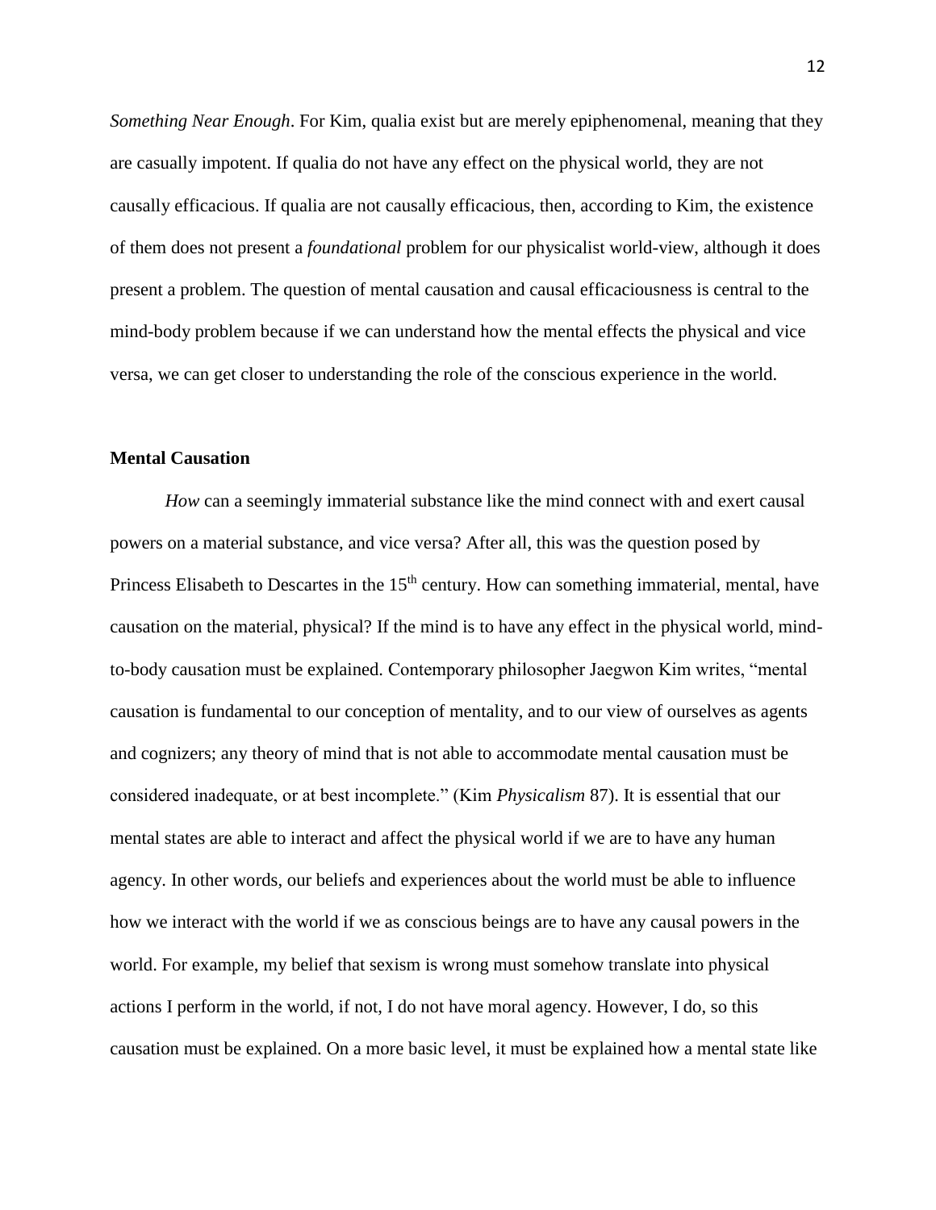*Something Near Enough*. For Kim, qualia exist but are merely epiphenomenal, meaning that they are casually impotent. If qualia do not have any effect on the physical world, they are not causally efficacious. If qualia are not causally efficacious, then, according to Kim, the existence of them does not present a *foundational* problem for our physicalist world-view, although it does present a problem. The question of mental causation and causal efficaciousness is central to the mind-body problem because if we can understand how the mental effects the physical and vice versa, we can get closer to understanding the role of the conscious experience in the world.

**Mental Causation**

*How* can a seemingly immaterial substance like the mind connect with and exert causal powers on a material substance, and vice versa? After all, this was the question posed by Princess Elisabeth to Descartes in the 15th century. How can something immaterial, mental, have causation on the material, physical? If the mind is to have any effect in the physical world, mind-to-body causation must be explained. Contemporary philosopher Jaegwon Kim writes, "mental causation is fundamental to our conception of mentality, and to our view of ourselves as agents and cognizers; any theory of mind that is not able to accommodate mental causation must be considered inadequate, or at best incomplete." (Kim *Physicalism* 87). It is essential that our mental states are able to interact and affect the physical world if we are to have any human agency. In other words, our beliefs and experiences about the world must be able to influence how we interact with the world if we as conscious beings are to have any causal powers in the world. For example, my belief that sexism is wrong must somehow translate into physical actions I perform in the world, if not, I do not have moral agency. However, I do, so this causation must be explained. On a more basic level, it must be explained how a mental state like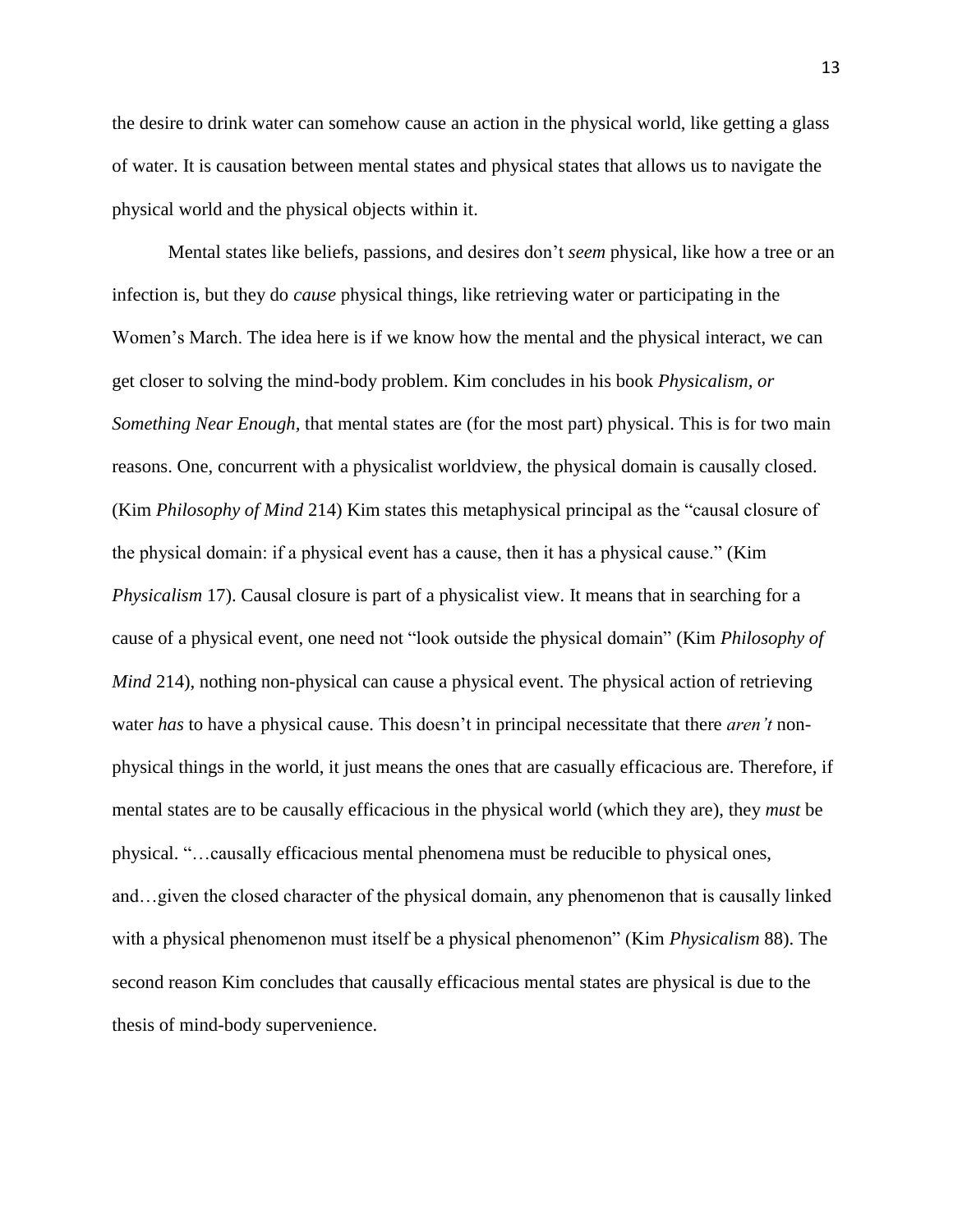the desire to drink water can somehow cause an action in the physical world, like getting a glass of water. It is causation between mental states and physical states that allows us to navigate the physical world and the physical objects within it.

Mental states like beliefs, passions, and desires don't *seem* physical, like how a tree or an infection is, but they do *cause* physical things, like retrieving water or participating in the Women's March. The idea here is if we know how the mental and the physical interact, we can get closer to solving the mind-body problem. Kim concludes in his book *Physicalism, or Something Near Enough,* that mental states are (for the most part) physical. This is for two main reasons. One, concurrent with a physicalist worldview, the physical domain is causally closed. (Kim *Philosophy of Mind* 214) Kim states this metaphysical principal as the "causal closure of the physical domain: if a physical event has a cause, then it has a physical cause." (Kim *Physicalism* 17). Causal closure is part of a physicalist view. It means that in searching for a cause of a physical event, one need not "look outside the physical domain" (Kim *Philosophy of Mind* 214), nothing non-physical can cause a physical event. The physical action of retrieving water *has* to have a physical cause. This doesn't in principal necessitate that there *aren't* non-physical things in the world, it just means the ones that are casually efficacious are. Therefore, if mental states are to be causally efficacious in the physical world (which they are), they *must* be physical. "…causally efficacious mental phenomena must be reducible to physical ones, and…given the closed character of the physical domain, any phenomenon that is causally linked with a physical phenomenon must itself be a physical phenomenon" (Kim *Physicalism* 88). The second reason Kim concludes that causally efficacious mental states are physical is due to the thesis of mind-body supervenience.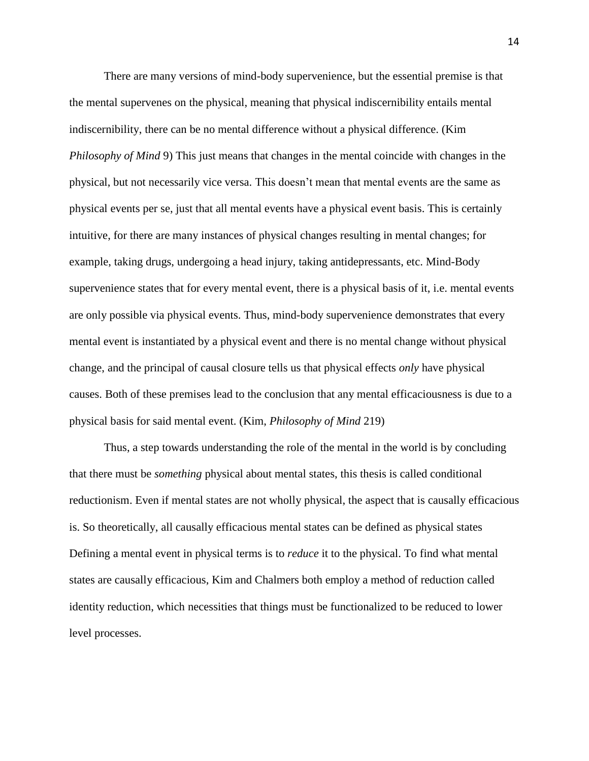There are many versions of mind-body supervenience, but the essential premise is that the mental supervenes on the physical, meaning that physical indiscernibility entails mental indiscernibility, there can be no mental difference without a physical difference. (Kim *Philosophy of Mind* 9) This just means that changes in the mental coincide with changes in the physical, but not necessarily vice versa. This doesn't mean that mental events are the same as physical events per se, just that all mental events have a physical event basis. This is certainly intuitive, for there are many instances of physical changes resulting in mental changes; for example, taking drugs, undergoing a head injury, taking antidepressants, etc. Mind-Body supervenience states that for every mental event, there is a physical basis of it, i.e. mental events are only possible via physical events. Thus, mind-body supervenience demonstrates that every mental event is instantiated by a physical event and there is no mental change without physical change, and the principal of causal closure tells us that physical effects *only* have physical causes. Both of these premises lead to the conclusion that any mental efficaciousness is due to a physical basis for said mental event. (Kim, *Philosophy of Mind* 219)

Thus, a step towards understanding the role of the mental in the world is by concluding that there must be *something* physical about mental states, this thesis is called conditional reductionism. Even if mental states are not wholly physical, the aspect that is causally efficacious is. So theoretically, all causally efficacious mental states can be defined as physical states Defining a mental event in physical terms is to *reduce* it to the physical. To find what mental states are causally efficacious, Kim and Chalmers both employ a method of reduction called identity reduction, which necessities that things must be functionalized to be reduced to lower level processes.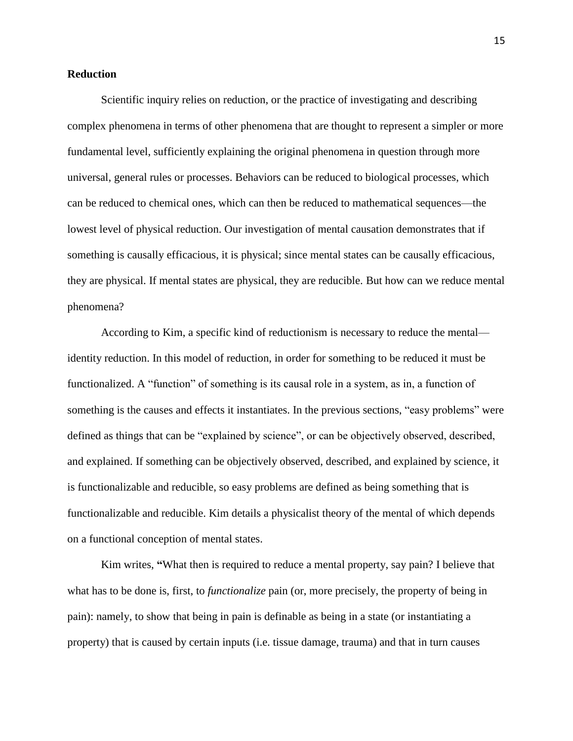**Reduction**

Scientific inquiry relies on reduction, or the practice of investigating and describing complex phenomena in terms of other phenomena that are thought to represent a simpler or more fundamental level, sufficiently explaining the original phenomena in question through more universal, general rules or processes. Behaviors can be reduced to biological processes, which can be reduced to chemical ones, which can then be reduced to mathematical sequences—the lowest level of physical reduction. Our investigation of mental causation demonstrates that if something is causally efficacious, it is physical; since mental states can be causally efficacious, they are physical. If mental states are physical, they are reducible. But how can we reduce mental phenomena?

According to Kim, a specific kind of reductionism is necessary to reduce the mental—identity reduction. In this model of reduction, in order for something to be reduced it must be functionalized. A "function" of something is its causal role in a system, as in, a function of something is the causes and effects it instantiates. In the previous sections, "easy problems" were defined as things that can be "explained by science", or can be objectively observed, described, and explained. If something can be objectively observed, described, and explained by science, it is functionalizable and reducible, so easy problems are defined as being something that is functionalizable and reducible. Kim details a physicalist theory of the mental of which depends on a functional conception of mental states.

Kim writes, **"**What then is required to reduce a mental property, say pain? I believe that what has to be done is, first, to *functionalize* pain (or, more precisely, the property of being in pain): namely, to show that being in pain is definable as being in a state (or instantiating a property) that is caused by certain inputs (i.e. tissue damage, trauma) and that in turn causes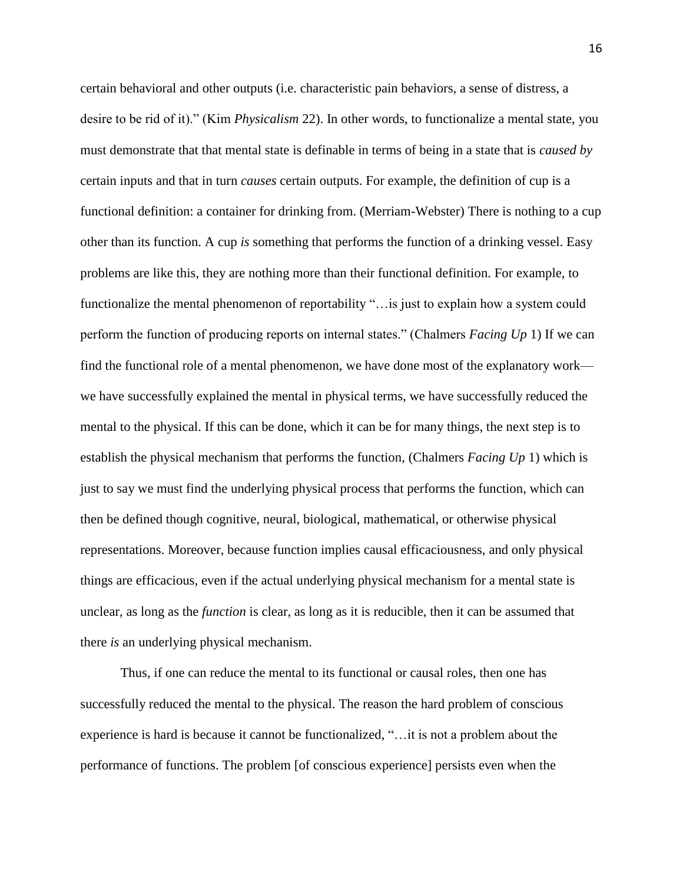certain behavioral and other outputs (i.e. characteristic pain behaviors, a sense of distress, a desire to be rid of it)." (Kim *Physicalism* 22). In other words, to functionalize a mental state, you must demonstrate that that mental state is definable in terms of being in a state that is *caused by* certain inputs and that in turn *causes* certain outputs. For example, the definition of cup is a functional definition: a container for drinking from. (Merriam-Webster) There is nothing to a cup other than its function. A cup *is* something that performs the function of a drinking vessel. Easy problems are like this, they are nothing more than their functional definition. For example, to functionalize the mental phenomenon of reportability "…is just to explain how a system could perform the function of producing reports on internal states." (Chalmers *Facing Up* 1) If we can find the functional role of a mental phenomenon, we have done most of the explanatory work—we have successfully explained the mental in physical terms, we have successfully reduced the mental to the physical. If this can be done, which it can be for many things, the next step is to establish the physical mechanism that performs the function, (Chalmers *Facing Up* 1) which is just to say we must find the underlying physical process that performs the function, which can then be defined though cognitive, neural, biological, mathematical, or otherwise physical representations. Moreover, because function implies causal efficaciousness, and only physical things are efficacious, even if the actual underlying physical mechanism for a mental state is unclear, as long as the *function* is clear, as long as it is reducible, then it can be assumed that there *is* an underlying physical mechanism.

Thus, if one can reduce the mental to its functional or causal roles, then one has successfully reduced the mental to the physical. The reason the hard problem of conscious experience is hard is because it cannot be functionalized, "…it is not a problem about the performance of functions. The problem [of conscious experience] persists even when the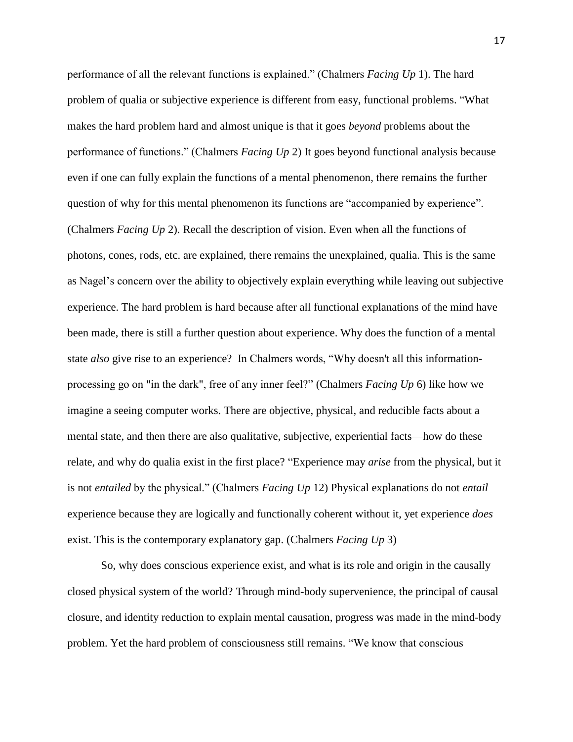performance of all the relevant functions is explained." (Chalmers *Facing Up* 1). The hard problem of qualia or subjective experience is different from easy, functional problems. "What makes the hard problem hard and almost unique is that it goes *beyond* problems about the performance of functions." (Chalmers *Facing Up* 2) It goes beyond functional analysis because even if one can fully explain the functions of a mental phenomenon, there remains the further question of why for this mental phenomenon its functions are "accompanied by experience". (Chalmers *Facing Up* 2). Recall the description of vision. Even when all the functions of photons, cones, rods, etc. are explained, there remains the unexplained, qualia. This is the same as Nagel's concern over the ability to objectively explain everything while leaving out subjective experience. The hard problem is hard because after all functional explanations of the mind have been made, there is still a further question about experience. Why does the function of a mental state *also* give rise to an experience? In Chalmers words, "Why doesn't all this information-processing go on "in the dark", free of any inner feel?" (Chalmers *Facing Up* 6) like how we imagine a seeing computer works. There are objective, physical, and reducible facts about a mental state, and then there are also qualitative, subjective, experiential facts—how do these relate, and why do qualia exist in the first place? "Experience may *arise* from the physical, but it is not *entailed* by the physical." (Chalmers *Facing Up* 12) Physical explanations do not *entail* experience because they are logically and functionally coherent without it, yet experience *does* exist. This is the contemporary explanatory gap. (Chalmers *Facing Up* 3)

So, why does conscious experience exist, and what is its role and origin in the causally closed physical system of the world? Through mind-body supervenience, the principal of causal closure, and identity reduction to explain mental causation, progress was made in the mind-body problem. Yet the hard problem of consciousness still remains. "We know that conscious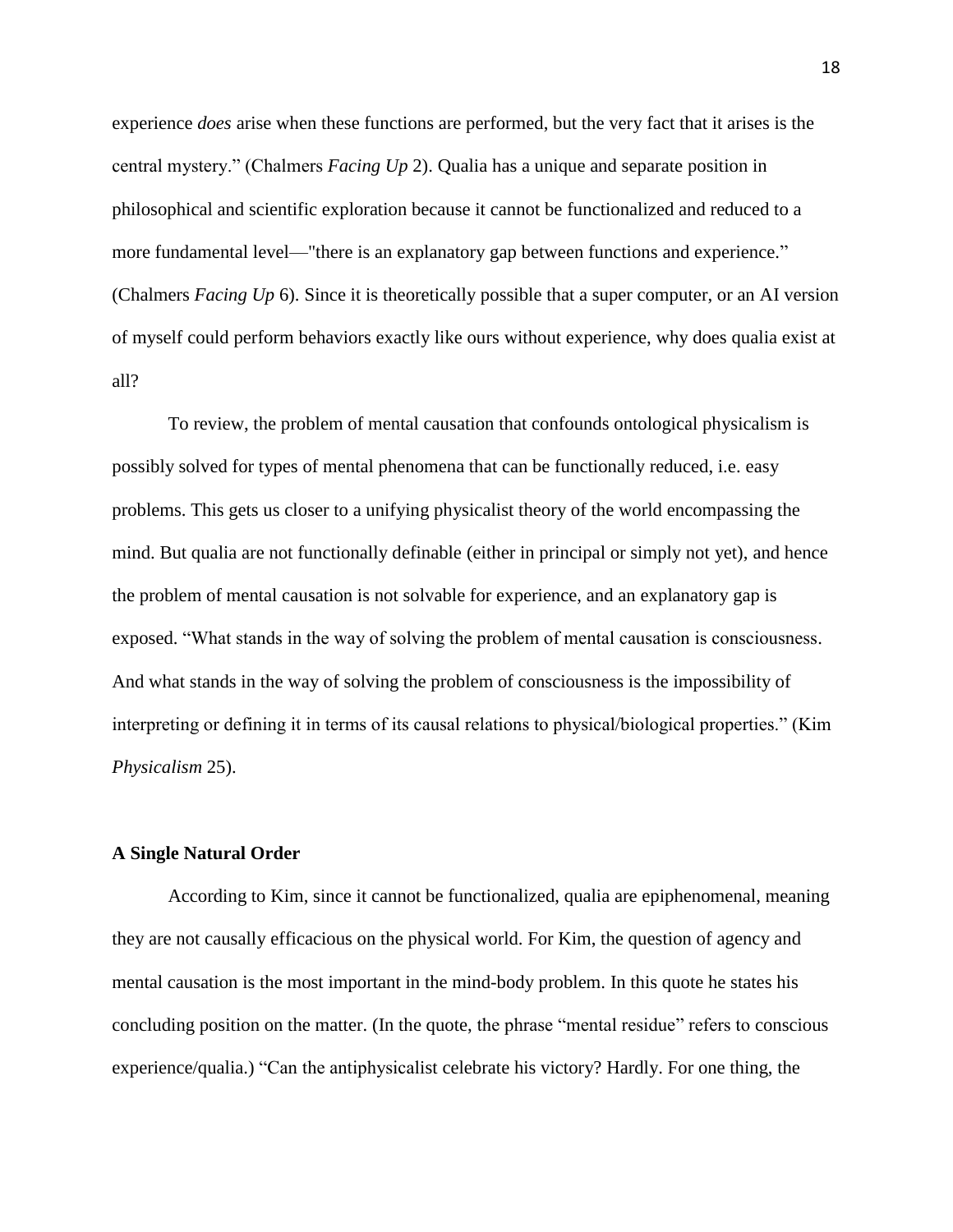experience *does* arise when these functions are performed, but the very fact that it arises is the central mystery." (Chalmers *Facing Up* 2). Qualia has a unique and separate position in philosophical and scientific exploration because it cannot be functionalized and reduced to a more fundamental level—"there is an explanatory gap between functions and experience." (Chalmers *Facing Up* 6). Since it is theoretically possible that a super computer, or an AI version of myself could perform behaviors exactly like ours without experience, why does qualia exist at all?

To review, the problem of mental causation that confounds ontological physicalism is possibly solved for types of mental phenomena that can be functionally reduced, i.e. easy problems. This gets us closer to a unifying physicalist theory of the world encompassing the mind. But qualia are not functionally definable (either in principal or simply not yet), and hence the problem of mental causation is not solvable for experience, and an explanatory gap is exposed. "What stands in the way of solving the problem of mental causation is consciousness. And what stands in the way of solving the problem of consciousness is the impossibility of interpreting or defining it in terms of its causal relations to physical/biological properties." (Kim *Physicalism* 25).

**A Single Natural Order**

According to Kim, since it cannot be functionalized, qualia are epiphenomenal, meaning they are not causally efficacious on the physical world. For Kim, the question of agency and mental causation is the most important in the mind-body problem. In this quote he states his concluding position on the matter. (In the quote, the phrase "mental residue" refers to conscious experience/qualia.) "Can the antiphysicalist celebrate his victory? Hardly. For one thing, the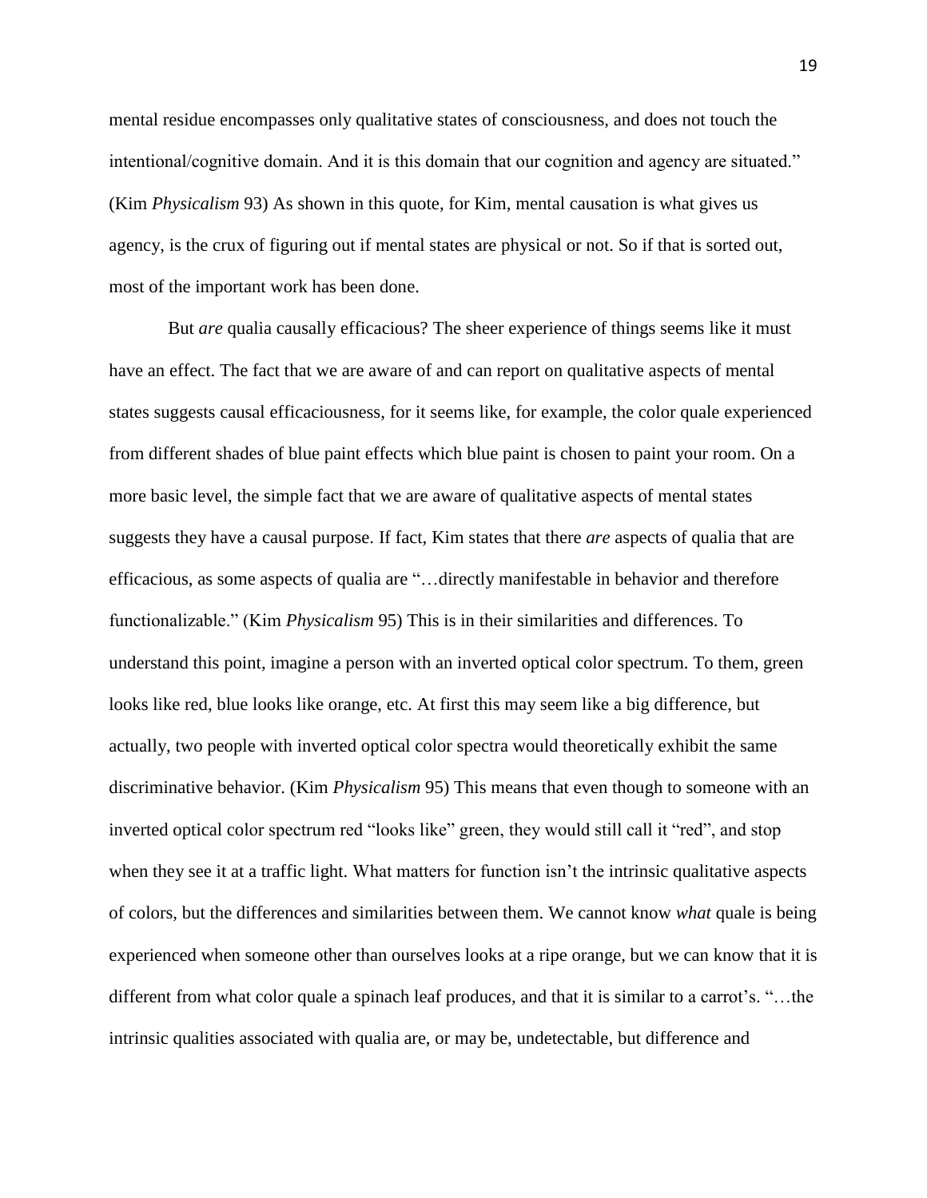mental residue encompasses only qualitative states of consciousness, and does not touch the intentional/cognitive domain. And it is this domain that our cognition and agency are situated." (Kim *Physicalism* 93) As shown in this quote, for Kim, mental causation is what gives us agency, is the crux of figuring out if mental states are physical or not. So if that is sorted out, most of the important work has been done.

But *are* qualia causally efficacious? The sheer experience of things seems like it must have an effect. The fact that we are aware of and can report on qualitative aspects of mental states suggests causal efficaciousness, for it seems like, for example, the color quale experienced from different shades of blue paint effects which blue paint is chosen to paint your room. On a more basic level, the simple fact that we are aware of qualitative aspects of mental states suggests they have a causal purpose. If fact, Kim states that there *are* aspects of qualia that are efficacious, as some aspects of qualia are "…directly manifestable in behavior and therefore functionalizable." (Kim *Physicalism* 95) This is in their similarities and differences. To understand this point, imagine a person with an inverted optical color spectrum. To them, green looks like red, blue looks like orange, etc. At first this may seem like a big difference, but actually, two people with inverted optical color spectra would theoretically exhibit the same discriminative behavior. (Kim *Physicalism* 95) This means that even though to someone with an inverted optical color spectrum red "looks like" green, they would still call it "red", and stop when they see it at a traffic light. What matters for function isn't the intrinsic qualitative aspects of colors, but the differences and similarities between them. We cannot know *what* quale is being experienced when someone other than ourselves looks at a ripe orange, but we can know that it is different from what color quale a spinach leaf produces, and that it is similar to a carrot's. "…the intrinsic qualities associated with qualia are, or may be, undetectable, but difference and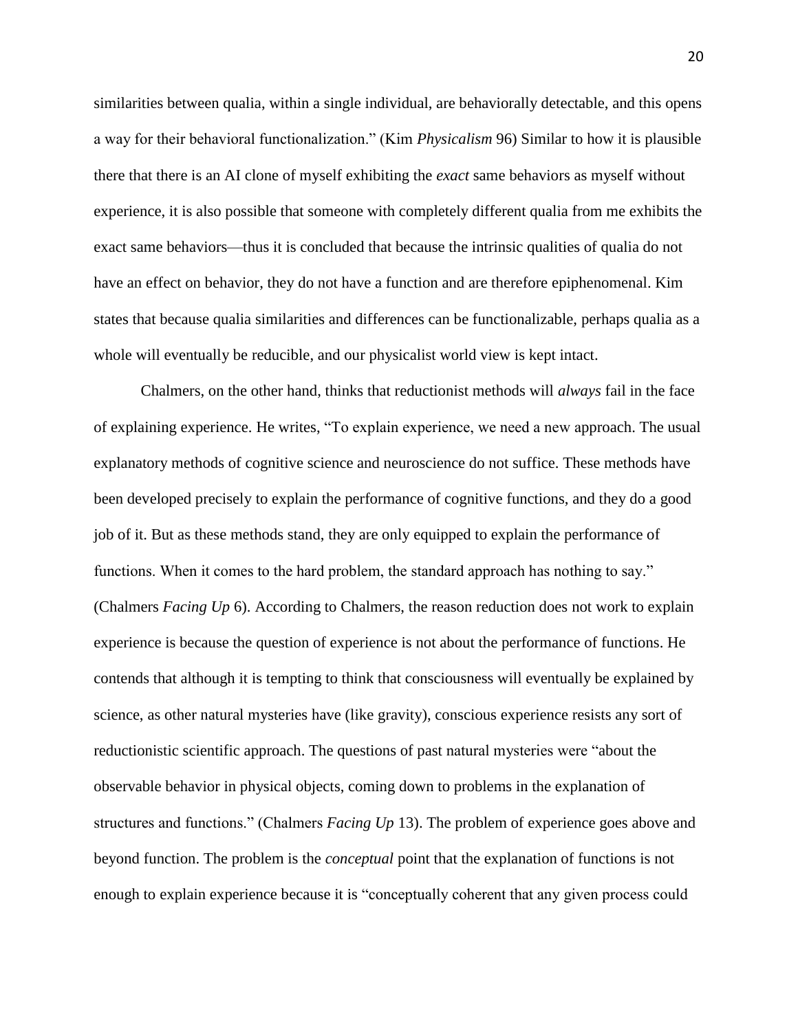similarities between qualia, within a single individual, are behaviorally detectable, and this opens a way for their behavioral functionalization." (Kim *Physicalism* 96) Similar to how it is plausible there that there is an AI clone of myself exhibiting the *exact* same behaviors as myself without experience, it is also possible that someone with completely different qualia from me exhibits the exact same behaviors—thus it is concluded that because the intrinsic qualities of qualia do not have an effect on behavior, they do not have a function and are therefore epiphenomenal. Kim states that because qualia similarities and differences can be functionalizable, perhaps qualia as a whole will eventually be reducible, and our physicalist world view is kept intact.

Chalmers, on the other hand, thinks that reductionist methods will *always* fail in the face of explaining experience. He writes, "To explain experience, we need a new approach. The usual explanatory methods of cognitive science and neuroscience do not suffice. These methods have been developed precisely to explain the performance of cognitive functions, and they do a good job of it. But as these methods stand, they are only equipped to explain the performance of functions. When it comes to the hard problem, the standard approach has nothing to say." (Chalmers *Facing Up* 6). According to Chalmers, the reason reduction does not work to explain experience is because the question of experience is not about the performance of functions. He contends that although it is tempting to think that consciousness will eventually be explained by science, as other natural mysteries have (like gravity), conscious experience resists any sort of reductionistic scientific approach. The questions of past natural mysteries were "about the observable behavior in physical objects, coming down to problems in the explanation of structures and functions." (Chalmers *Facing Up* 13). The problem of experience goes above and beyond function. The problem is the *conceptual* point that the explanation of functions is not enough to explain experience because it is "conceptually coherent that any given process could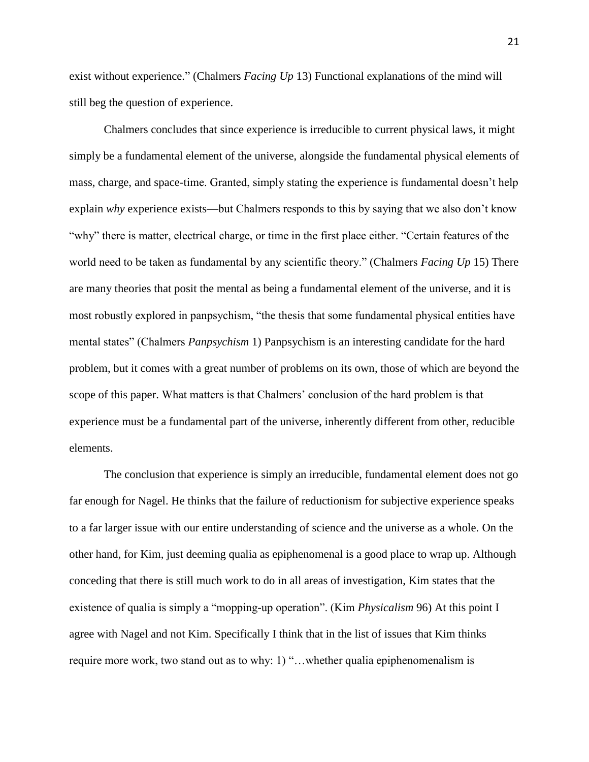exist without experience." (Chalmers *Facing Up* 13) Functional explanations of the mind will still beg the question of experience.

Chalmers concludes that since experience is irreducible to current physical laws, it might simply be a fundamental element of the universe, alongside the fundamental physical elements of mass, charge, and space-time. Granted, simply stating the experience is fundamental doesn't help explain *why* experience exists—but Chalmers responds to this by saying that we also don't know "why" there is matter, electrical charge, or time in the first place either. "Certain features of the world need to be taken as fundamental by any scientific theory." (Chalmers *Facing Up* 15) There are many theories that posit the mental as being a fundamental element of the universe, and it is most robustly explored in panpsychism, "the thesis that some fundamental physical entities have mental states" (Chalmers *Panpsychism* 1) Panpsychism is an interesting candidate for the hard problem, but it comes with a great number of problems on its own, those of which are beyond the scope of this paper. What matters is that Chalmers' conclusion of the hard problem is that experience must be a fundamental part of the universe, inherently different from other, reducible elements.

The conclusion that experience is simply an irreducible, fundamental element does not go far enough for Nagel. He thinks that the failure of reductionism for subjective experience speaks to a far larger issue with our entire understanding of science and the universe as a whole. On the other hand, for Kim, just deeming qualia as epiphenomenal is a good place to wrap up. Although conceding that there is still much work to do in all areas of investigation, Kim states that the existence of qualia is simply a "mopping-up operation". (Kim *Physicalism* 96) At this point I agree with Nagel and not Kim. Specifically I think that in the list of issues that Kim thinks require more work, two stand out as to why: 1) "…whether qualia epiphenomenalism is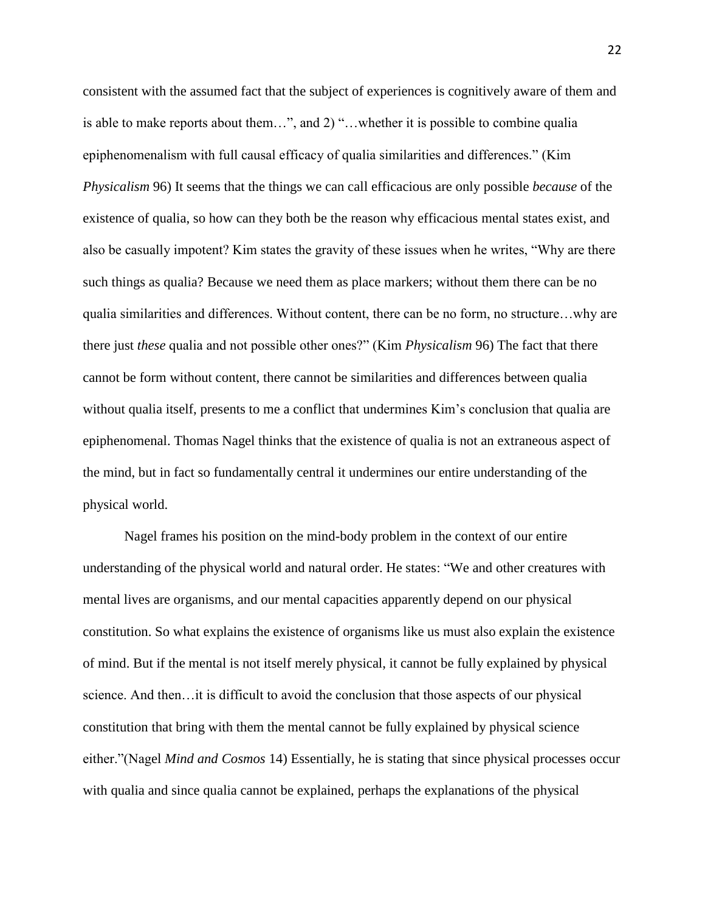consistent with the assumed fact that the subject of experiences is cognitively aware of them and is able to make reports about them…", and 2) "…whether it is possible to combine qualia epiphenomenalism with full causal efficacy of qualia similarities and differences." (Kim *Physicalism* 96) It seems that the things we can call efficacious are only possible *because* of the existence of qualia, so how can they both be the reason why efficacious mental states exist, and also be casually impotent? Kim states the gravity of these issues when he writes, "Why are there such things as qualia? Because we need them as place markers; without them there can be no qualia similarities and differences. Without content, there can be no form, no structure…why are there just *these* qualia and not possible other ones?" (Kim *Physicalism* 96) The fact that there cannot be form without content, there cannot be similarities and differences between qualia without qualia itself, presents to me a conflict that undermines Kim's conclusion that qualia are epiphenomenal. Thomas Nagel thinks that the existence of qualia is not an extraneous aspect of the mind, but in fact so fundamentally central it undermines our entire understanding of the physical world.

Nagel frames his position on the mind-body problem in the context of our entire understanding of the physical world and natural order. He states: "We and other creatures with mental lives are organisms, and our mental capacities apparently depend on our physical constitution. So what explains the existence of organisms like us must also explain the existence of mind. But if the mental is not itself merely physical, it cannot be fully explained by physical science. And then…it is difficult to avoid the conclusion that those aspects of our physical constitution that bring with them the mental cannot be fully explained by physical science either."(Nagel *Mind and Cosmos* 14) Essentially, he is stating that since physical processes occur with qualia and since qualia cannot be explained, perhaps the explanations of the physical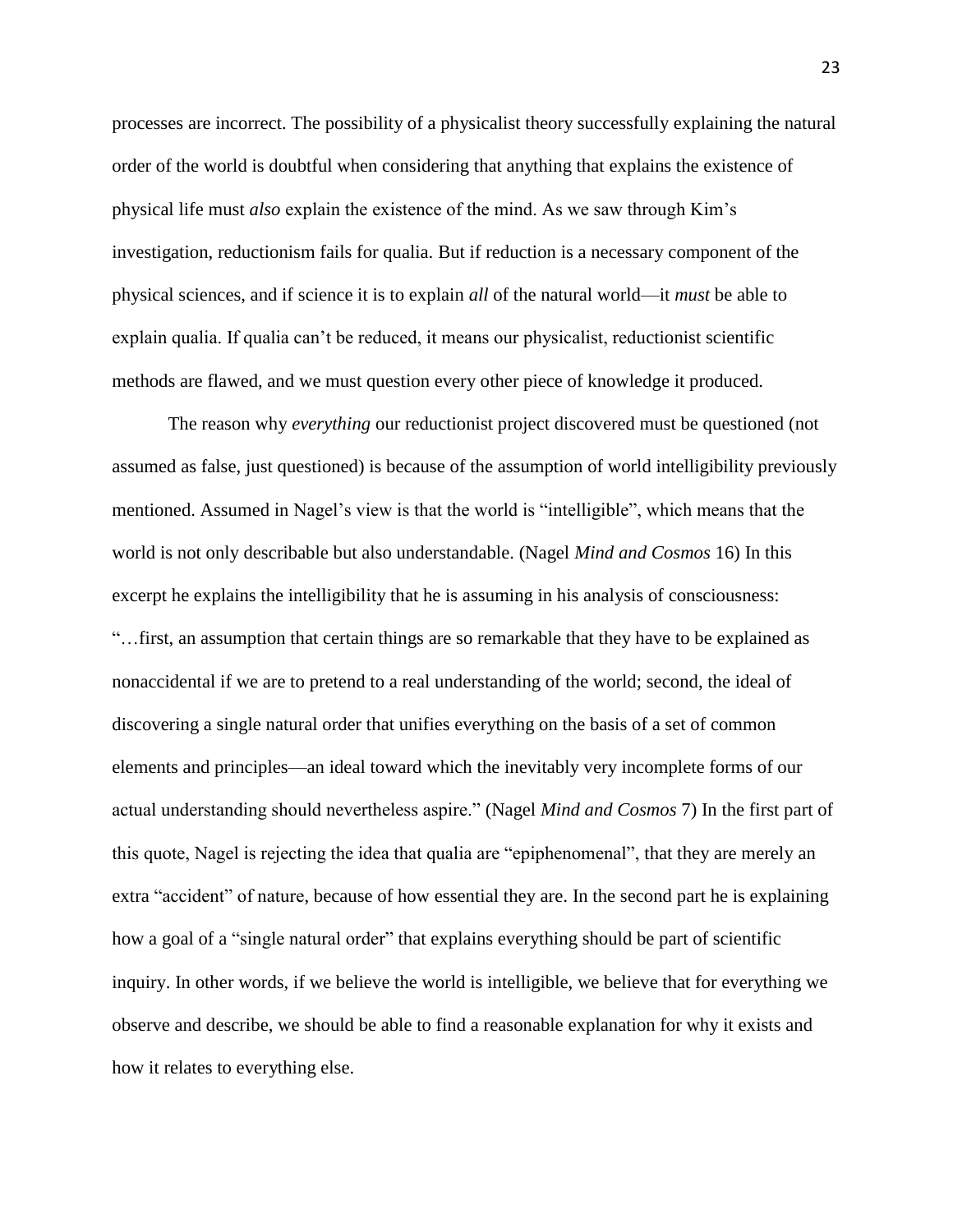processes are incorrect. The possibility of a physicalist theory successfully explaining the natural order of the world is doubtful when considering that anything that explains the existence of physical life must *also* explain the existence of the mind. As we saw through Kim's investigation, reductionism fails for qualia. But if reduction is a necessary component of the physical sciences, and if science it is to explain *all* of the natural world—it *must* be able to explain qualia. If qualia can't be reduced, it means our physicalist, reductionist scientific methods are flawed, and we must question every other piece of knowledge it produced.

The reason why *everything* our reductionist project discovered must be questioned (not assumed as false, just questioned) is because of the assumption of world intelligibility previously mentioned. Assumed in Nagel's view is that the world is "intelligible", which means that the world is not only describable but also understandable. (Nagel *Mind and Cosmos* 16) In this excerpt he explains the intelligibility that he is assuming in his analysis of consciousness: "…first, an assumption that certain things are so remarkable that they have to be explained as nonaccidental if we are to pretend to a real understanding of the world; second, the ideal of discovering a single natural order that unifies everything on the basis of a set of common elements and principles—an ideal toward which the inevitably very incomplete forms of our actual understanding should nevertheless aspire." (Nagel *Mind and Cosmos* 7) In the first part of this quote, Nagel is rejecting the idea that qualia are "epiphenomenal", that they are merely an extra "accident" of nature, because of how essential they are. In the second part he is explaining how a goal of a "single natural order" that explains everything should be part of scientific inquiry. In other words, if we believe the world is intelligible, we believe that for everything we observe and describe, we should be able to find a reasonable explanation for why it exists and how it relates to everything else.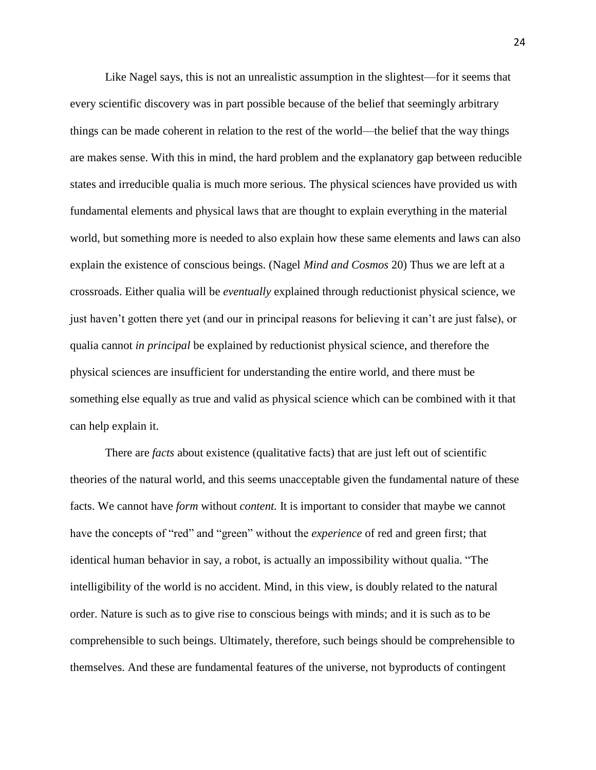Like Nagel says, this is not an unrealistic assumption in the slightest—for it seems that every scientific discovery was in part possible because of the belief that seemingly arbitrary things can be made coherent in relation to the rest of the world—the belief that the way things are makes sense. With this in mind, the hard problem and the explanatory gap between reducible states and irreducible qualia is much more serious. The physical sciences have provided us with fundamental elements and physical laws that are thought to explain everything in the material world, but something more is needed to also explain how these same elements and laws can also explain the existence of conscious beings. (Nagel *Mind and Cosmos* 20) Thus we are left at a crossroads. Either qualia will be *eventually* explained through reductionist physical science, we just haven't gotten there yet (and our in principal reasons for believing it can't are just false), or qualia cannot *in principal* be explained by reductionist physical science, and therefore the physical sciences are insufficient for understanding the entire world, and there must be something else equally as true and valid as physical science which can be combined with it that can help explain it.

There are *facts* about existence (qualitative facts) that are just left out of scientific theories of the natural world, and this seems unacceptable given the fundamental nature of these facts. We cannot have *form* without *content.* It is important to consider that maybe we cannot have the concepts of "red" and "green" without the *experience* of red and green first; that identical human behavior in say, a robot, is actually an impossibility without qualia. "The intelligibility of the world is no accident. Mind, in this view, is doubly related to the natural order. Nature is such as to give rise to conscious beings with minds; and it is such as to be comprehensible to such beings. Ultimately, therefore, such beings should be comprehensible to themselves. And these are fundamental features of the universe, not byproducts of contingent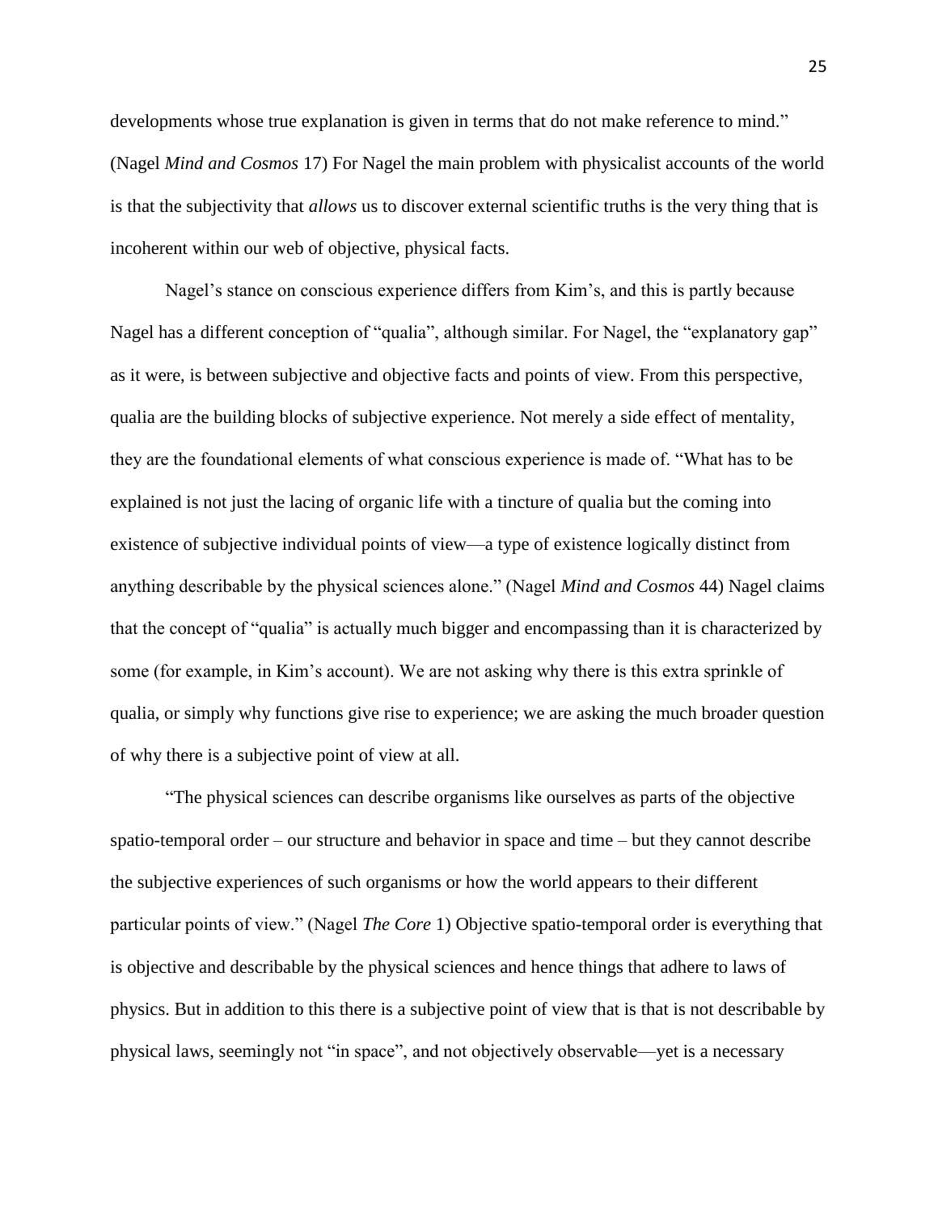developments whose true explanation is given in terms that do not make reference to mind." (Nagel *Mind and Cosmos* 17) For Nagel the main problem with physicalist accounts of the world is that the subjectivity that *allows* us to discover external scientific truths is the very thing that is incoherent within our web of objective, physical facts.

Nagel's stance on conscious experience differs from Kim's, and this is partly because Nagel has a different conception of "qualia", although similar. For Nagel, the "explanatory gap" as it were, is between subjective and objective facts and points of view. From this perspective, qualia are the building blocks of subjective experience. Not merely a side effect of mentality, they are the foundational elements of what conscious experience is made of. "What has to be explained is not just the lacing of organic life with a tincture of qualia but the coming into existence of subjective individual points of view—a type of existence logically distinct from anything describable by the physical sciences alone." (Nagel *Mind and Cosmos* 44) Nagel claims that the concept of "qualia" is actually much bigger and encompassing than it is characterized by some (for example, in Kim's account). We are not asking why there is this extra sprinkle of qualia, or simply why functions give rise to experience; we are asking the much broader question of why there is a subjective point of view at all.

"The physical sciences can describe organisms like ourselves as parts of the objective spatio-temporal order – our structure and behavior in space and time – but they cannot describe the subjective experiences of such organisms or how the world appears to their different particular points of view." (Nagel *The Core* 1) Objective spatio-temporal order is everything that is objective and describable by the physical sciences and hence things that adhere to laws of physics. But in addition to this there is a subjective point of view that is that is not describable by physical laws, seemingly not "in space", and not objectively observable—yet is a necessary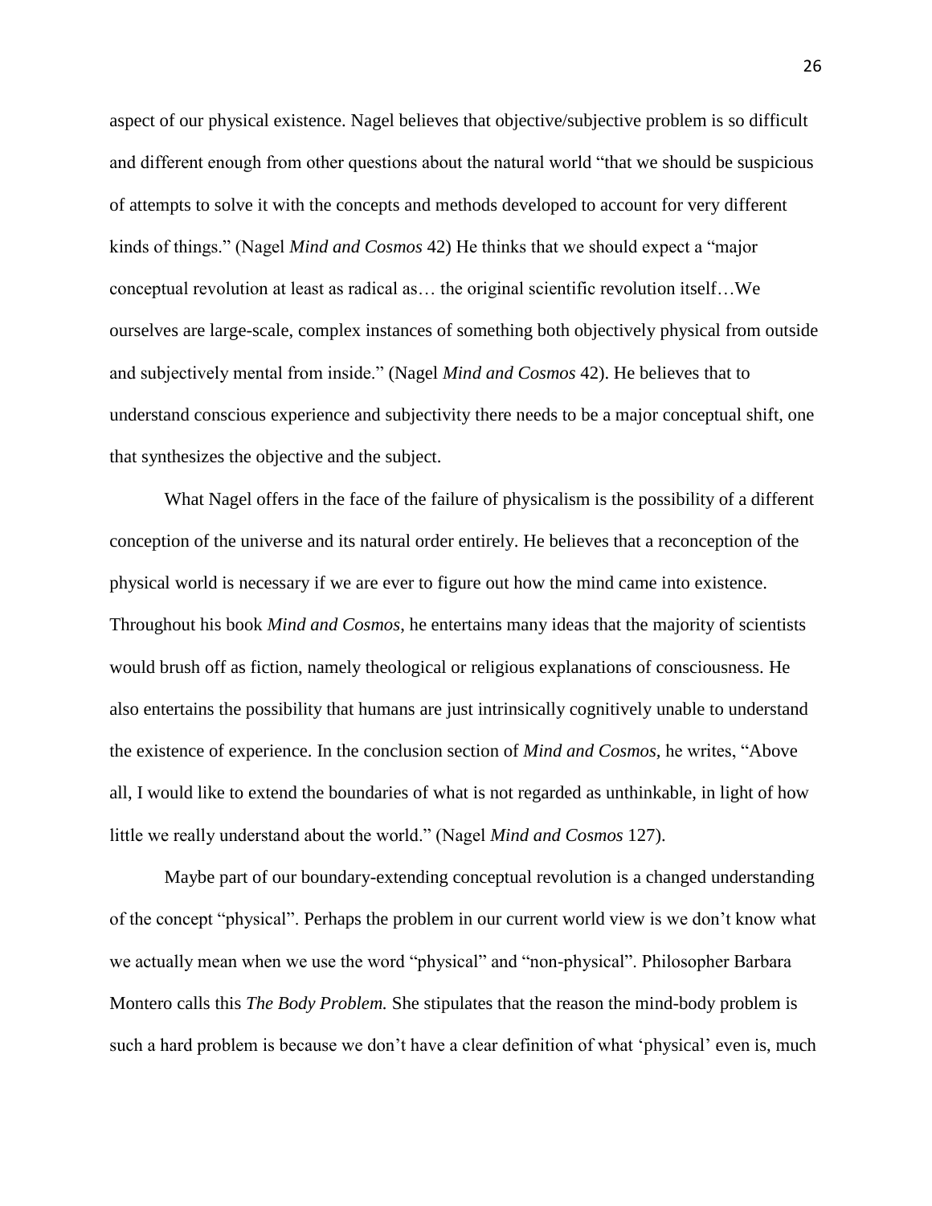aspect of our physical existence. Nagel believes that objective/subjective problem is so difficult and different enough from other questions about the natural world "that we should be suspicious of attempts to solve it with the concepts and methods developed to account for very different kinds of things." (Nagel *Mind and Cosmos* 42) He thinks that we should expect a "major conceptual revolution at least as radical as… the original scientific revolution itself…We ourselves are large-scale, complex instances of something both objectively physical from outside and subjectively mental from inside." (Nagel *Mind and Cosmos* 42). He believes that to understand conscious experience and subjectivity there needs to be a major conceptual shift, one that synthesizes the objective and the subject.

What Nagel offers in the face of the failure of physicalism is the possibility of a different conception of the universe and its natural order entirely. He believes that a reconception of the physical world is necessary if we are ever to figure out how the mind came into existence. Throughout his book *Mind and Cosmos*, he entertains many ideas that the majority of scientists would brush off as fiction, namely theological or religious explanations of consciousness. He also entertains the possibility that humans are just intrinsically cognitively unable to understand the existence of experience. In the conclusion section of *Mind and Cosmos,* he writes, "Above all, I would like to extend the boundaries of what is not regarded as unthinkable, in light of how little we really understand about the world." (Nagel *Mind and Cosmos* 127).

Maybe part of our boundary-extending conceptual revolution is a changed understanding of the concept "physical". Perhaps the problem in our current world view is we don't know what we actually mean when we use the word "physical" and "non-physical". Philosopher Barbara Montero calls this *The Body Problem.* She stipulates that the reason the mind-body problem is such a hard problem is because we don't have a clear definition of what 'physical' even is, much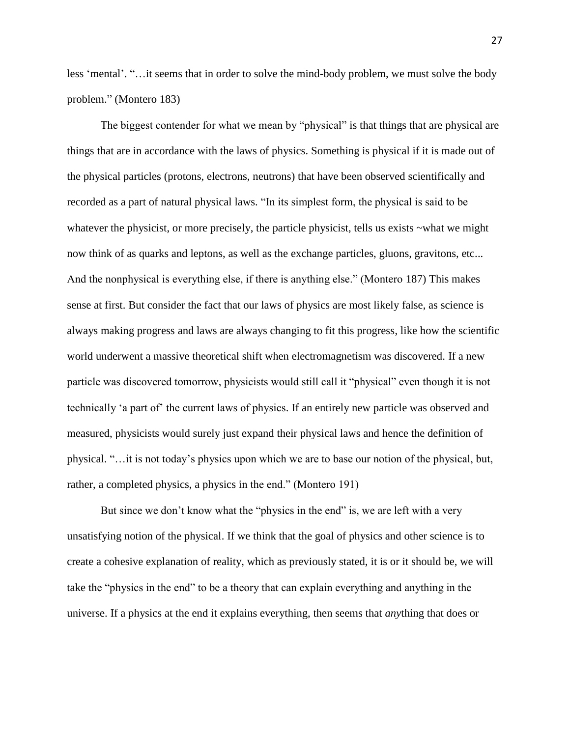less 'mental'. "…it seems that in order to solve the mind-body problem, we must solve the body problem." (Montero 183)

The biggest contender for what we mean by "physical" is that things that are physical are things that are in accordance with the laws of physics. Something is physical if it is made out of the physical particles (protons, electrons, neutrons) that have been observed scientifically and recorded as a part of natural physical laws. "In its simplest form, the physical is said to be whatever the physicist, or more precisely, the particle physicist, tells us exists ~what we might now think of as quarks and leptons, as well as the exchange particles, gluons, gravitons, etc... And the nonphysical is everything else, if there is anything else." (Montero 187) This makes sense at first. But consider the fact that our laws of physics are most likely false, as science is always making progress and laws are always changing to fit this progress, like how the scientific world underwent a massive theoretical shift when electromagnetism was discovered. If a new particle was discovered tomorrow, physicists would still call it "physical" even though it is not technically 'a part of' the current laws of physics. If an entirely new particle was observed and measured, physicists would surely just expand their physical laws and hence the definition of physical. "…it is not today's physics upon which we are to base our notion of the physical, but, rather, a completed physics, a physics in the end." (Montero 191)

But since we don't know what the "physics in the end" is, we are left with a very unsatisfying notion of the physical. If we think that the goal of physics and other science is to create a cohesive explanation of reality, which as previously stated, it is or it should be, we will take the "physics in the end" to be a theory that can explain everything and anything in the universe. If a physics at the end it explains everything, then seems that *any*thing that does or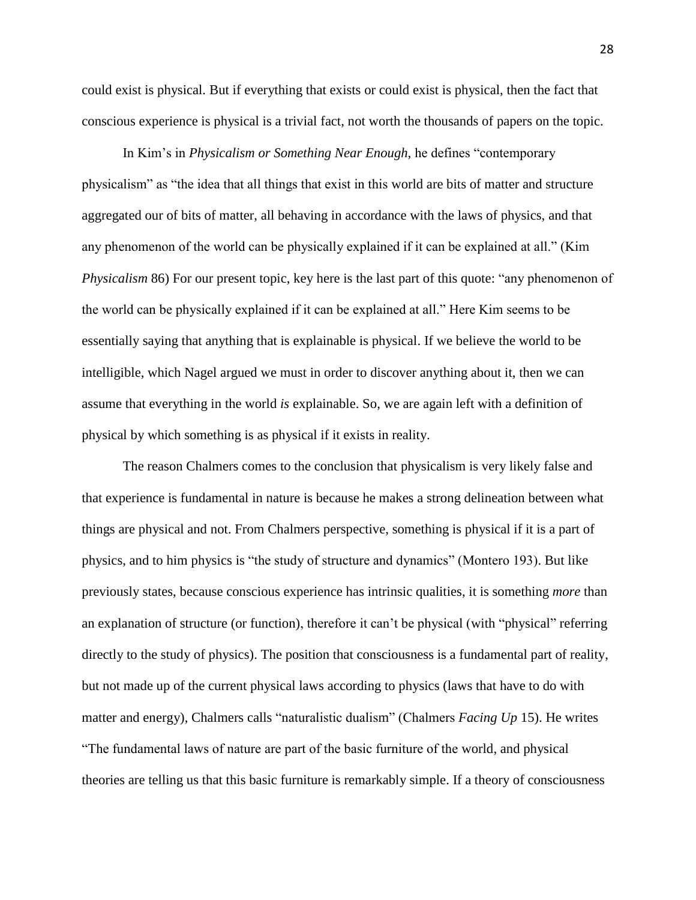could exist is physical. But if everything that exists or could exist is physical, then the fact that conscious experience is physical is a trivial fact, not worth the thousands of papers on the topic.

In Kim's in *Physicalism or Something Near Enough*, he defines "contemporary physicalism" as "the idea that all things that exist in this world are bits of matter and structure aggregated our of bits of matter, all behaving in accordance with the laws of physics, and that any phenomenon of the world can be physically explained if it can be explained at all." (Kim *Physicalism* 86) For our present topic, key here is the last part of this quote: "any phenomenon of the world can be physically explained if it can be explained at all." Here Kim seems to be essentially saying that anything that is explainable is physical. If we believe the world to be intelligible, which Nagel argued we must in order to discover anything about it, then we can assume that everything in the world *is* explainable. So, we are again left with a definition of physical by which something is as physical if it exists in reality.

The reason Chalmers comes to the conclusion that physicalism is very likely false and that experience is fundamental in nature is because he makes a strong delineation between what things are physical and not. From Chalmers perspective, something is physical if it is a part of physics, and to him physics is "the study of structure and dynamics" (Montero 193). But like previously states, because conscious experience has intrinsic qualities, it is something *more* than an explanation of structure (or function), therefore it can't be physical (with "physical" referring directly to the study of physics). The position that consciousness is a fundamental part of reality, but not made up of the current physical laws according to physics (laws that have to do with matter and energy), Chalmers calls "naturalistic dualism" (Chalmers *Facing Up* 15). He writes "The fundamental laws of nature are part of the basic furniture of the world, and physical theories are telling us that this basic furniture is remarkably simple. If a theory of consciousness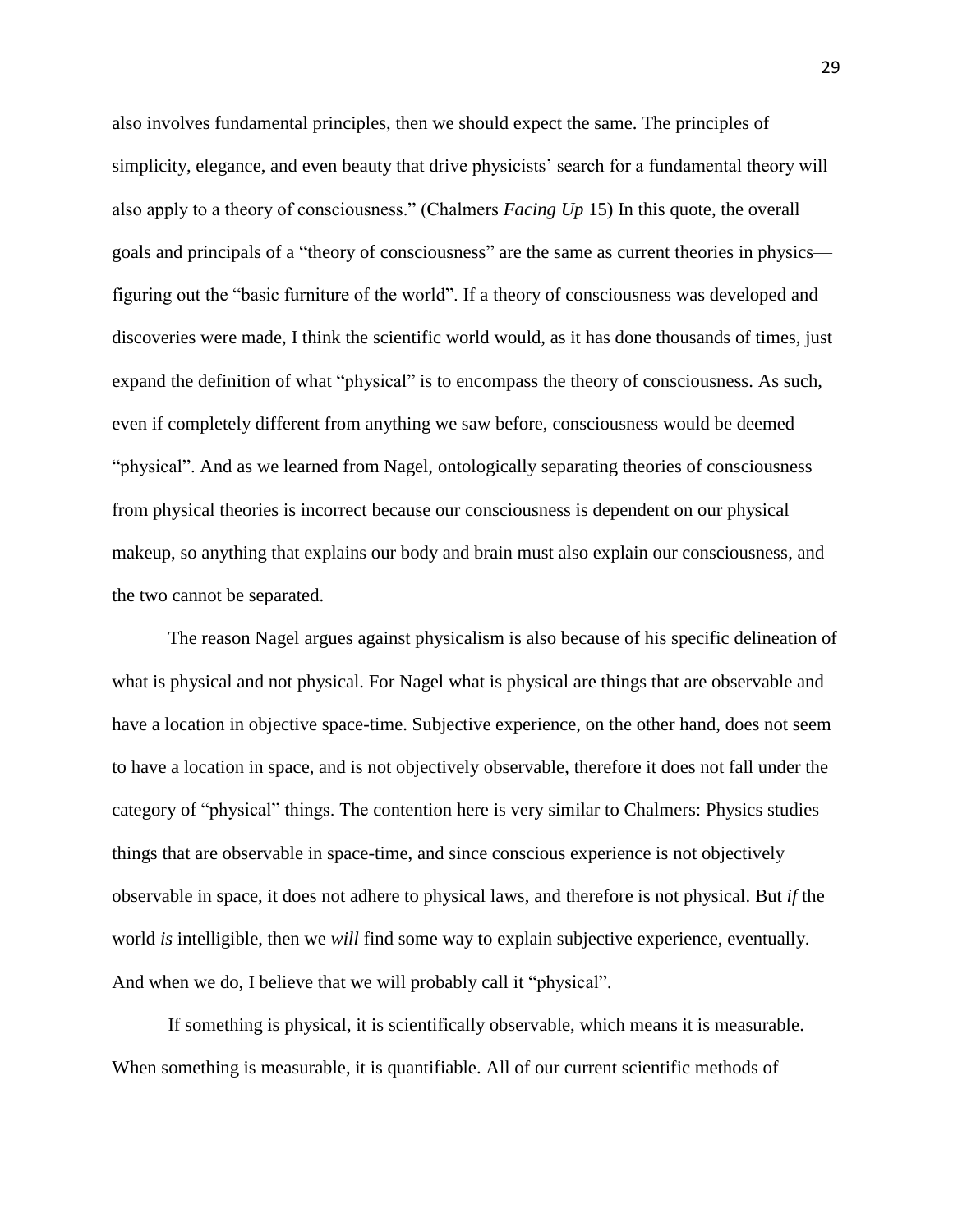also involves fundamental principles, then we should expect the same. The principles of simplicity, elegance, and even beauty that drive physicists' search for a fundamental theory will also apply to a theory of consciousness." (Chalmers *Facing Up* 15) In this quote, the overall goals and principals of a "theory of consciousness" are the same as current theories in physics—figuring out the "basic furniture of the world". If a theory of consciousness was developed and discoveries were made, I think the scientific world would, as it has done thousands of times, just expand the definition of what "physical" is to encompass the theory of consciousness. As such, even if completely different from anything we saw before, consciousness would be deemed "physical". And as we learned from Nagel, ontologically separating theories of consciousness from physical theories is incorrect because our consciousness is dependent on our physical makeup, so anything that explains our body and brain must also explain our consciousness, and the two cannot be separated.

The reason Nagel argues against physicalism is also because of his specific delineation of what is physical and not physical. For Nagel what is physical are things that are observable and have a location in objective space-time. Subjective experience, on the other hand, does not seem to have a location in space, and is not objectively observable, therefore it does not fall under the category of "physical" things. The contention here is very similar to Chalmers: Physics studies things that are observable in space-time, and since conscious experience is not objectively observable in space, it does not adhere to physical laws, and therefore is not physical. But *if* the world *is* intelligible, then we *will* find some way to explain subjective experience, eventually. And when we do, I believe that we will probably call it "physical".

If something is physical, it is scientifically observable, which means it is measurable. When something is measurable, it is quantifiable. All of our current scientific methods of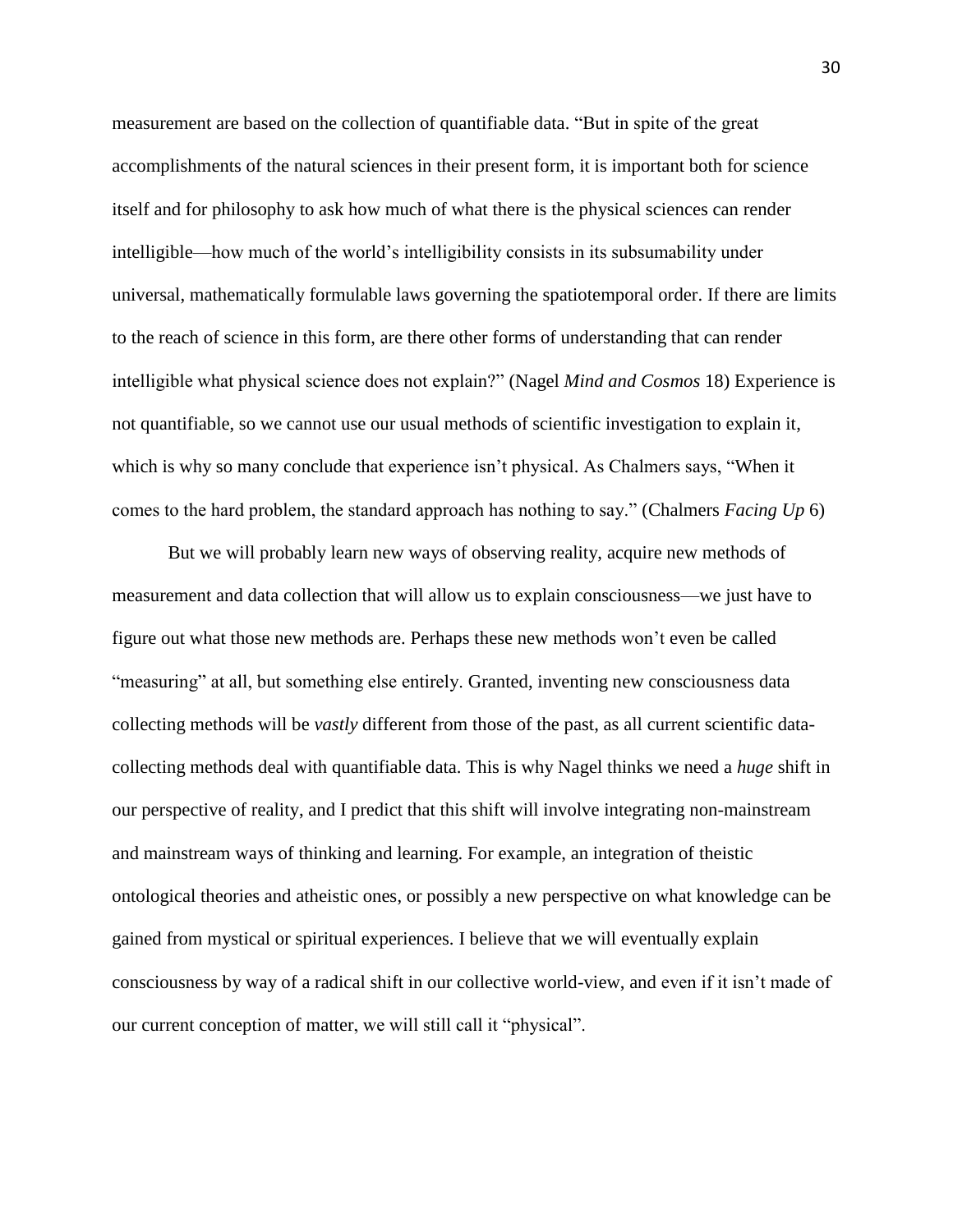measurement are based on the collection of quantifiable data. "But in spite of the great accomplishments of the natural sciences in their present form, it is important both for science itself and for philosophy to ask how much of what there is the physical sciences can render intelligible—how much of the world's intelligibility consists in its subsumability under universal, mathematically formulable laws governing the spatiotemporal order. If there are limits to the reach of science in this form, are there other forms of understanding that can render intelligible what physical science does not explain?" (Nagel *Mind and Cosmos* 18) Experience is not quantifiable, so we cannot use our usual methods of scientific investigation to explain it, which is why so many conclude that experience isn't physical. As Chalmers says, "When it comes to the hard problem, the standard approach has nothing to say." (Chalmers *Facing Up* 6)

But we will probably learn new ways of observing reality, acquire new methods of measurement and data collection that will allow us to explain consciousness—we just have to figure out what those new methods are. Perhaps these new methods won't even be called "measuring" at all, but something else entirely. Granted, inventing new consciousness data collecting methods will be *vastly* different from those of the past, as all current scientific data-collecting methods deal with quantifiable data. This is why Nagel thinks we need a *huge* shift in our perspective of reality, and I predict that this shift will involve integrating non-mainstream and mainstream ways of thinking and learning. For example, an integration of theistic ontological theories and atheistic ones, or possibly a new perspective on what knowledge can be gained from mystical or spiritual experiences. I believe that we will eventually explain consciousness by way of a radical shift in our collective world-view, and even if it isn't made of our current conception of matter, we will still call it "physical".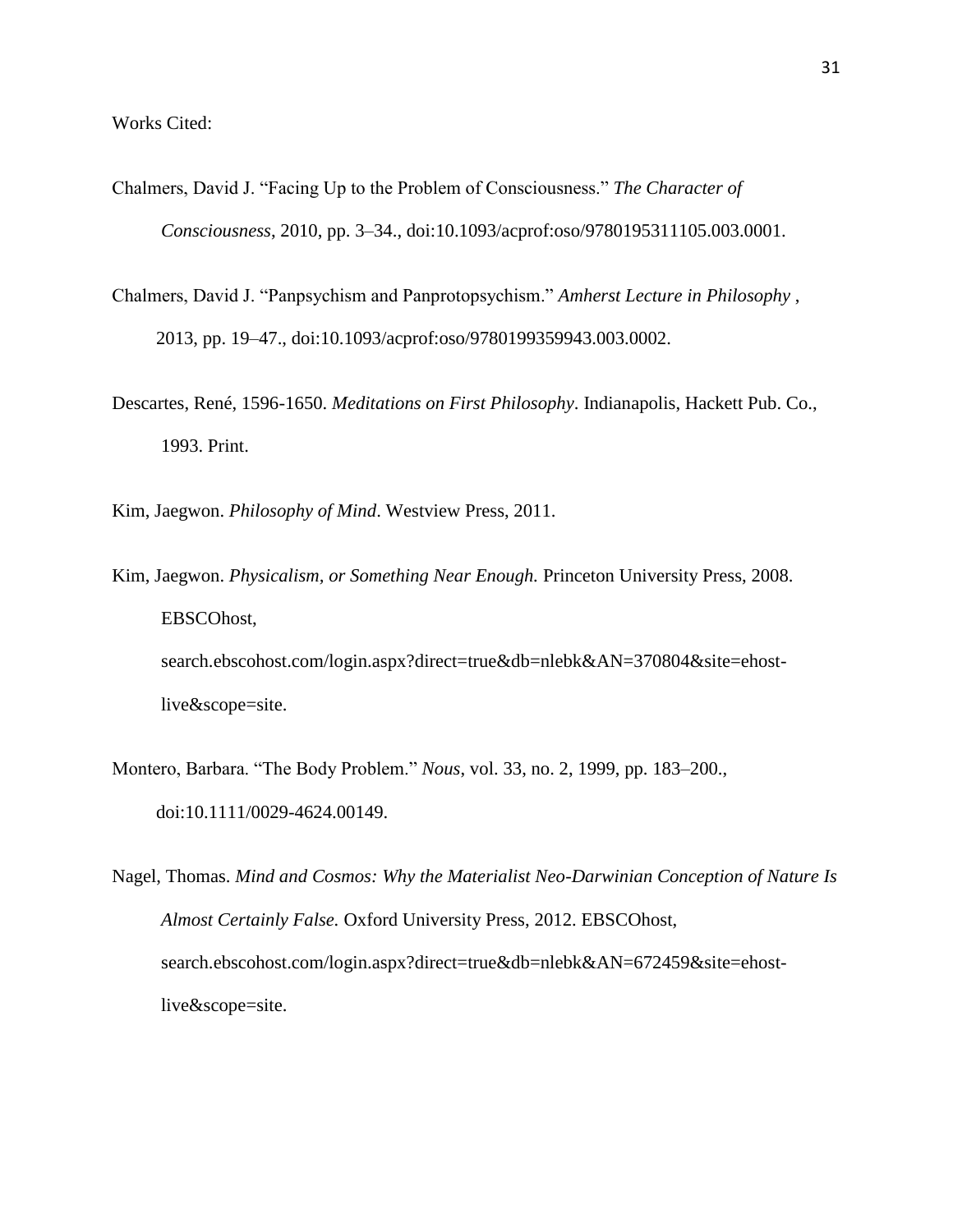Works Cited:

Chalmers, David J. "Facing Up to the Problem of Consciousness." *The Character of Consciousness*, 2010, pp. 3–34., doi:10.1093/acprof:oso/9780195311105.003.0001.

Chalmers, David J. "Panpsychism and Panprotopsychism." *Amherst Lecture in Philosophy* , 2013, pp. 19–47., doi:10.1093/acprof:oso/9780199359943.003.0002.

Descartes, René, 1596-1650. *Meditations on First Philosophy*. Indianapolis, Hackett Pub. Co., 1993. Print.

Kim, Jaegwon. *Philosophy of Mind*. Westview Press, 2011.

Kim, Jaegwon. *Physicalism, or Something Near Enough.* Princeton University Press, 2008. EBSCOhost, search.ebscohost.com/login.aspx?direct=true&db=nlebk&AN=370804&site=ehost-live&scope=site.

Montero, Barbara. "The Body Problem." *Nous*, vol. 33, no. 2, 1999, pp. 183–200., doi:10.1111/0029-4624.00149.

Nagel, Thomas. *Mind and Cosmos: Why the Materialist Neo-Darwinian Conception of Nature Is Almost Certainly False.* Oxford University Press, 2012. EBSCOhost, search.ebscohost.com/login.aspx?direct=true&db=nlebk&AN=672459&site=ehost-live&scope=site.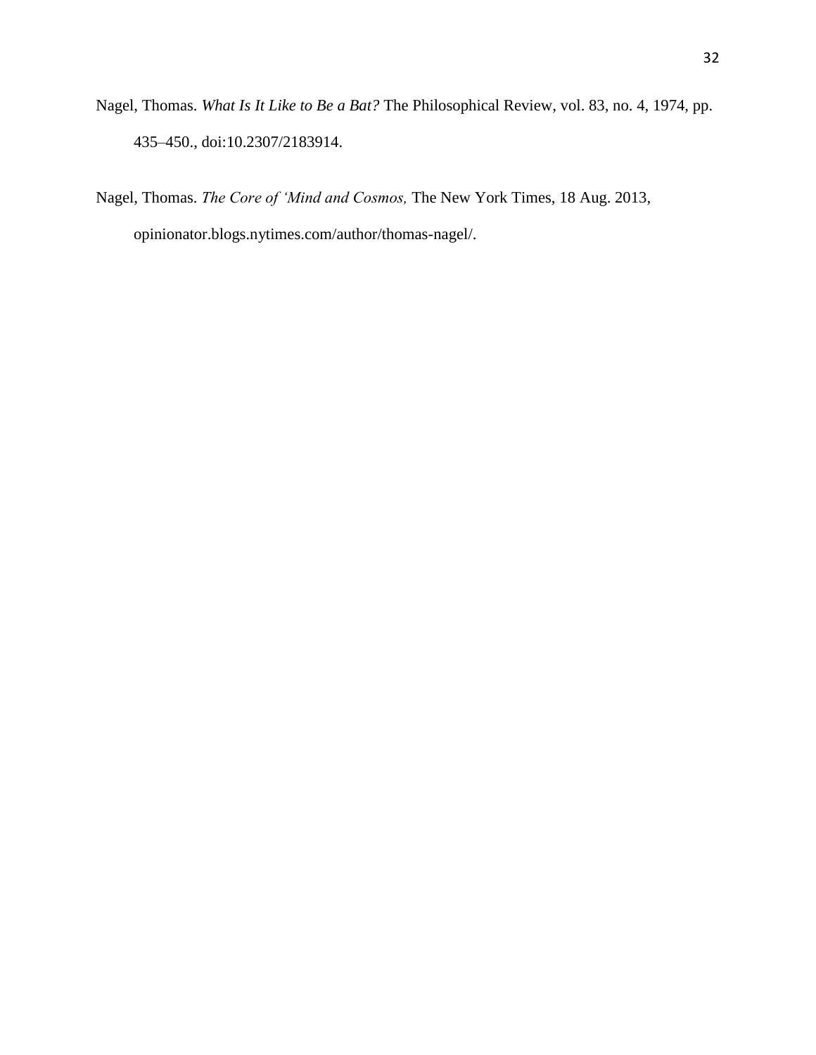Nagel, Thomas. *What Is It Like to Be a Bat?* The Philosophical Review, vol. 83, no. 4, 1974, pp. 435–450., doi:10.2307/2183914.

Nagel, Thomas. *The Core of 'Mind and Cosmos,* The New York Times, 18 Aug. 2013, opinionator.blogs.nytimes.com/author/thomas-nagel/.